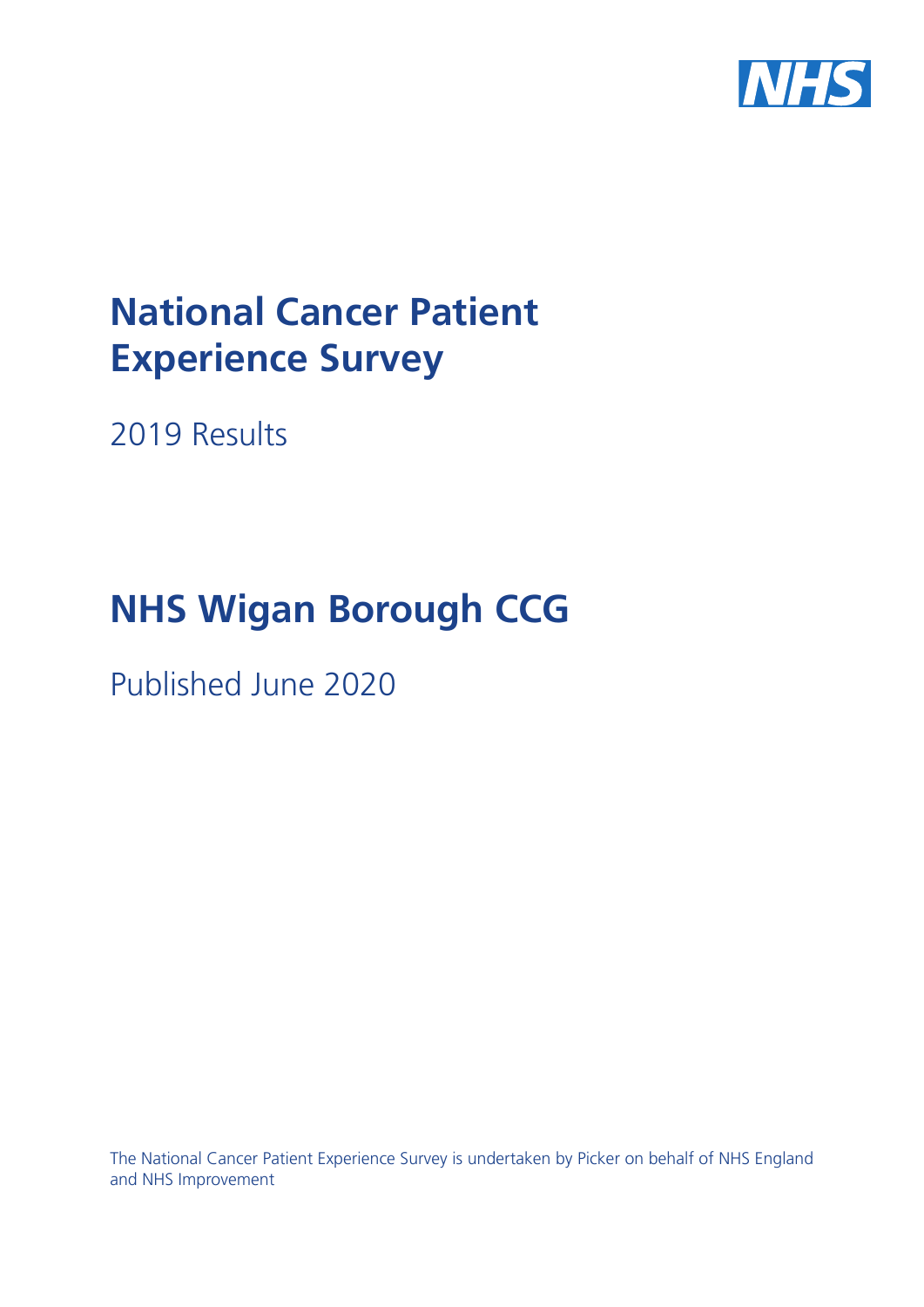NHS

# National Cancer Patient Experience Survey

2019 Results

# NHS Wigan Borough CCG

Published June 2020

The National Cancer Patient Experience Survey is undertaken by Picker on behalf of NHS England and NHS Improvement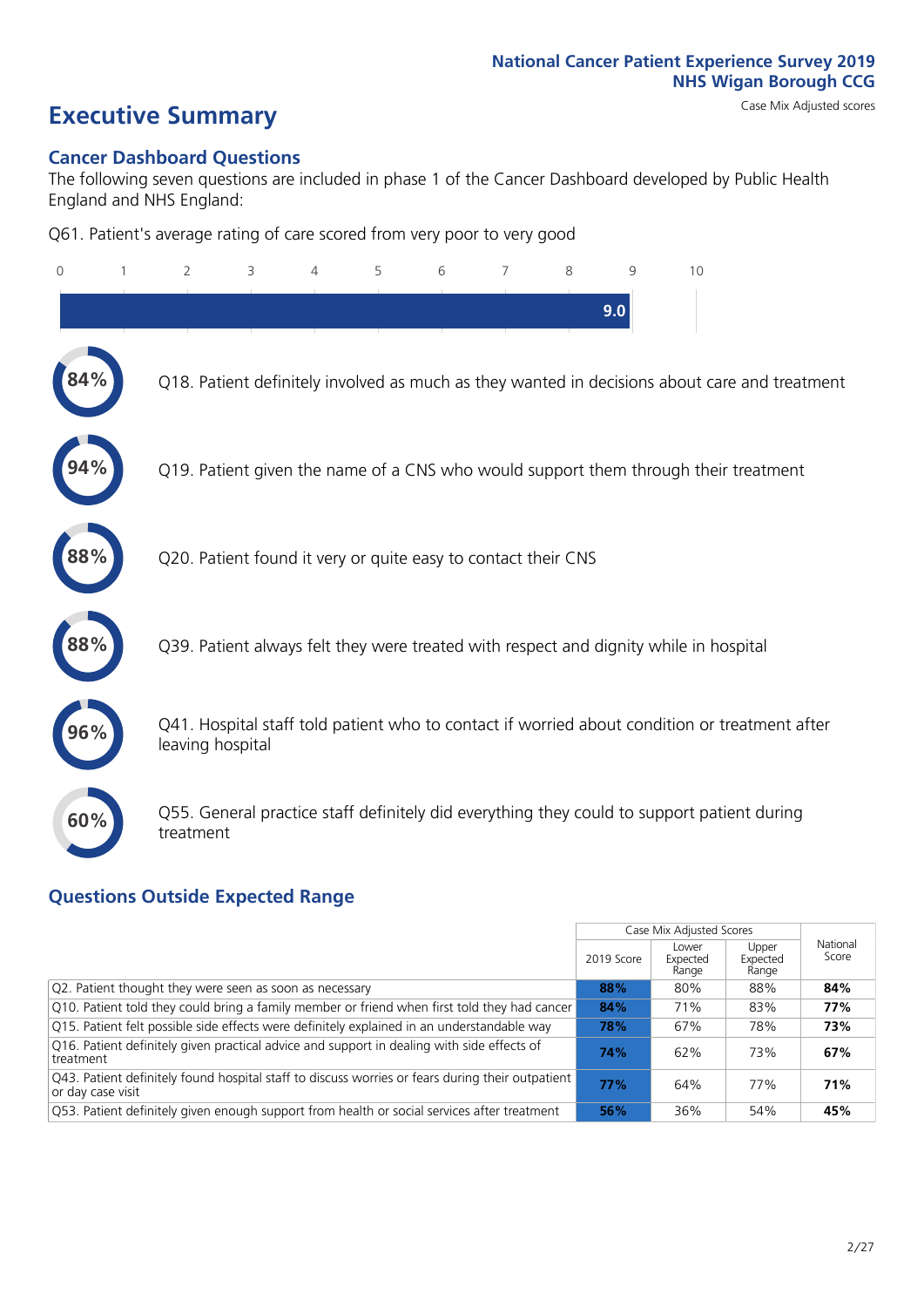National Cancer Patient Experience Survey 2019
NHS Wigan Borough CCG

Case Mix Adjusted scores

# Executive Summary

## Cancer Dashboard Questions

The following seven questions are included in phase 1 of the Cancer Dashboard developed by Public Health England and NHS England:

Q61. Patient's average rating of care scored from very poor to very good

**9.0**

- **84%** Q18. Patient definitely involved as much as they wanted in decisions about care and treatment
- **94%** Q19. Patient given the name of a CNS who would support them through their treatment
- **88%** Q20. Patient found it very or quite easy to contact their CNS
- **88%** Q39. Patient always felt they were treated with respect and dignity while in hospital
- **96%** Q41. Hospital staff told patient who to contact if worried about condition or treatment after leaving hospital
- **60%** Q55. General practice staff definitely did everything they could to support patient during treatment

## Questions Outside Expected Range

| | Case Mix Adjusted Scores | | | National Score |
|---|---|---|---|---|
| | 2019 Score | Lower Expected Range | Upper Expected Range | |
| Q2. Patient thought they were seen as soon as necessary | **88%** | 80% | 88% | **84%** |
| Q10. Patient told they could bring a family member or friend when first told they had cancer | **84%** | 71% | 83% | **77%** |
| Q15. Patient felt possible side effects were definitely explained in an understandable way | **78%** | 67% | 78% | **73%** |
| Q16. Patient definitely given practical advice and support in dealing with side effects of treatment | **74%** | 62% | 73% | **67%** |
| Q43. Patient definitely found hospital staff to discuss worries or fears during their outpatient or day case visit | **77%** | 64% | 77% | **71%** |
| Q53. Patient definitely given enough support from health or social services after treatment | **56%** | 36% | 54% | **45%** |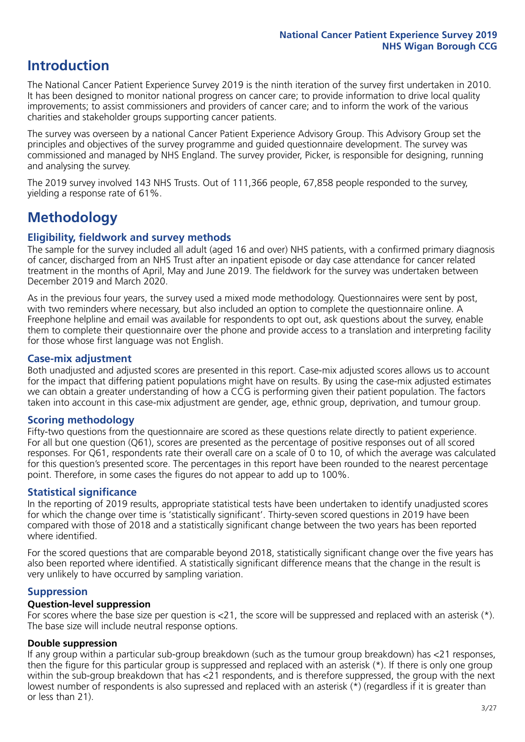## Introduction

The National Cancer Patient Experience Survey 2019 is the ninth iteration of the survey first undertaken in 2010. It has been designed to monitor national progress on cancer care; to provide information to drive local quality improvements; to assist commissioners and providers of cancer care; and to inform the work of the various charities and stakeholder groups supporting cancer patients.

The survey was overseen by a national Cancer Patient Experience Advisory Group. This Advisory Group set the principles and objectives of the survey programme and guided questionnaire development. The survey was commissioned and managed by NHS England. The survey provider, Picker, is responsible for designing, running and analysing the survey.

The 2019 survey involved 143 NHS Trusts. Out of 111,366 people, 67,858 people responded to the survey, yielding a response rate of 61%.

## Methodology

### Eligibility, fieldwork and survey methods

The sample for the survey included all adult (aged 16 and over) NHS patients, with a confirmed primary diagnosis of cancer, discharged from an NHS Trust after an inpatient episode or day case attendance for cancer related treatment in the months of April, May and June 2019. The fieldwork for the survey was undertaken between December 2019 and March 2020.

As in the previous four years, the survey used a mixed mode methodology. Questionnaires were sent by post, with two reminders where necessary, but also included an option to complete the questionnaire online. A Freephone helpline and email was available for respondents to opt out, ask questions about the survey, enable them to complete their questionnaire over the phone and provide access to a translation and interpreting facility for those whose first language was not English.

### Case-mix adjustment

Both unadjusted and adjusted scores are presented in this report. Case-mix adjusted scores allows us to account for the impact that differing patient populations might have on results. By using the case-mix adjusted estimates we can obtain a greater understanding of how a CCG is performing given their patient population. The factors taken into account in this case-mix adjustment are gender, age, ethnic group, deprivation, and tumour group.

### Scoring methodology

Fifty-two questions from the questionnaire are scored as these questions relate directly to patient experience. For all but one question (Q61), scores are presented as the percentage of positive responses out of all scored responses. For Q61, respondents rate their overall care on a scale of 0 to 10, of which the average was calculated for this question's presented score. The percentages in this report have been rounded to the nearest percentage point. Therefore, in some cases the figures do not appear to add up to 100%.

### Statistical significance

In the reporting of 2019 results, appropriate statistical tests have been undertaken to identify unadjusted scores for which the change over time is 'statistically significant'. Thirty-seven scored questions in 2019 have been compared with those of 2018 and a statistically significant change between the two years has been reported where identified.

For the scored questions that are comparable beyond 2018, statistically significant change over the five years has also been reported where identified. A statistically significant difference means that the change in the result is very unlikely to have occurred by sampling variation.

### Suppression

#### Question-level suppression

For scores where the base size per question is <21, the score will be suppressed and replaced with an asterisk (*). The base size will include neutral response options.

#### Double suppression

If any group within a particular sub-group breakdown (such as the tumour group breakdown) has <21 responses, then the figure for this particular group is suppressed and replaced with an asterisk (*). If there is only one group within the sub-group breakdown that has <21 respondents, and is therefore suppressed, the group with the next lowest number of respondents is also supressed and replaced with an asterisk (*) (regardless if it is greater than or less than 21).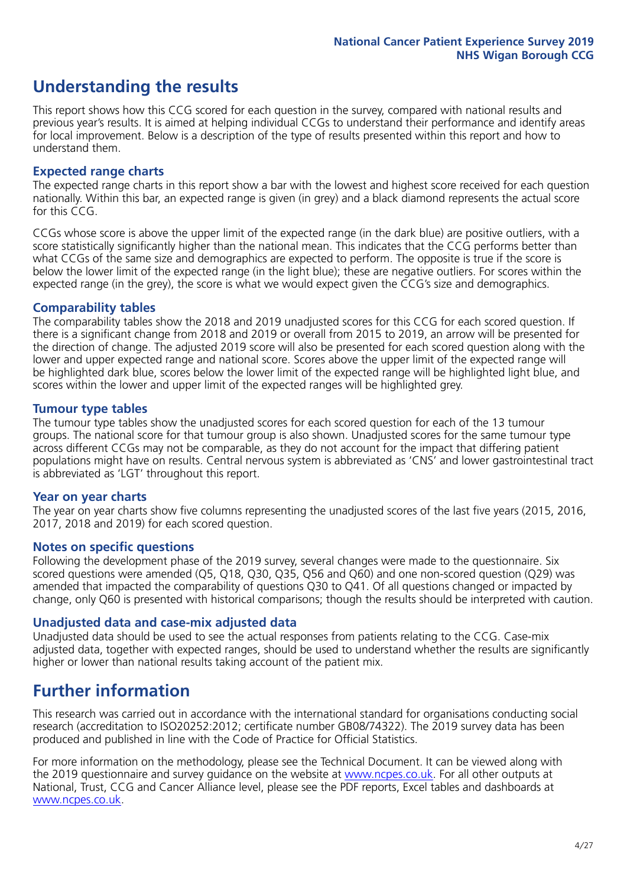# Understanding the results

This report shows how this CCG scored for each question in the survey, compared with national results and previous year's results. It is aimed at helping individual CCGs to understand their performance and identify areas for local improvement. Below is a description of the type of results presented within this report and how to understand them.

### Expected range charts

The expected range charts in this report show a bar with the lowest and highest score received for each question nationally. Within this bar, an expected range is given (in grey) and a black diamond represents the actual score for this CCG.

CCGs whose score is above the upper limit of the expected range (in the dark blue) are positive outliers, with a score statistically significantly higher than the national mean. This indicates that the CCG performs better than what CCGs of the same size and demographics are expected to perform. The opposite is true if the score is below the lower limit of the expected range (in the light blue); these are negative outliers. For scores within the expected range (in the grey), the score is what we would expect given the CCG's size and demographics.

### Comparability tables

The comparability tables show the 2018 and 2019 unadjusted scores for this CCG for each scored question. If there is a significant change from 2018 and 2019 or overall from 2015 to 2019, an arrow will be presented for the direction of change. The adjusted 2019 score will also be presented for each scored question along with the lower and upper expected range and national score. Scores above the upper limit of the expected range will be highlighted dark blue, scores below the lower limit of the expected range will be highlighted light blue, and scores within the lower and upper limit of the expected ranges will be highlighted grey.

### Tumour type tables

The tumour type tables show the unadjusted scores for each scored question for each of the 13 tumour groups. The national score for that tumour group is also shown. Unadjusted scores for the same tumour type across different CCGs may not be comparable, as they do not account for the impact that differing patient populations might have on results. Central nervous system is abbreviated as 'CNS' and lower gastrointestinal tract is abbreviated as 'LGT' throughout this report.

### Year on year charts

The year on year charts show five columns representing the unadjusted scores of the last five years (2015, 2016, 2017, 2018 and 2019) for each scored question.

### Notes on specific questions

Following the development phase of the 2019 survey, several changes were made to the questionnaire. Six scored questions were amended (Q5, Q18, Q30, Q35, Q56 and Q60) and one non-scored question (Q29) was amended that impacted the comparability of questions Q30 to Q41. Of all questions changed or impacted by change, only Q60 is presented with historical comparisons; though the results should be interpreted with caution.

### Unadjusted data and case-mix adjusted data

Unadjusted data should be used to see the actual responses from patients relating to the CCG. Case-mix adjusted data, together with expected ranges, should be used to understand whether the results are significantly higher or lower than national results taking account of the patient mix.

# Further information

This research was carried out in accordance with the international standard for organisations conducting social research (accreditation to ISO20252:2012; certificate number GB08/74322). The 2019 survey data has been produced and published in line with the Code of Practice for Official Statistics.

For more information on the methodology, please see the Technical Document. It can be viewed along with the 2019 questionnaire and survey guidance on the website at www.ncpes.co.uk. For all other outputs at National, Trust, CCG and Cancer Alliance level, please see the PDF reports, Excel tables and dashboards at www.ncpes.co.uk.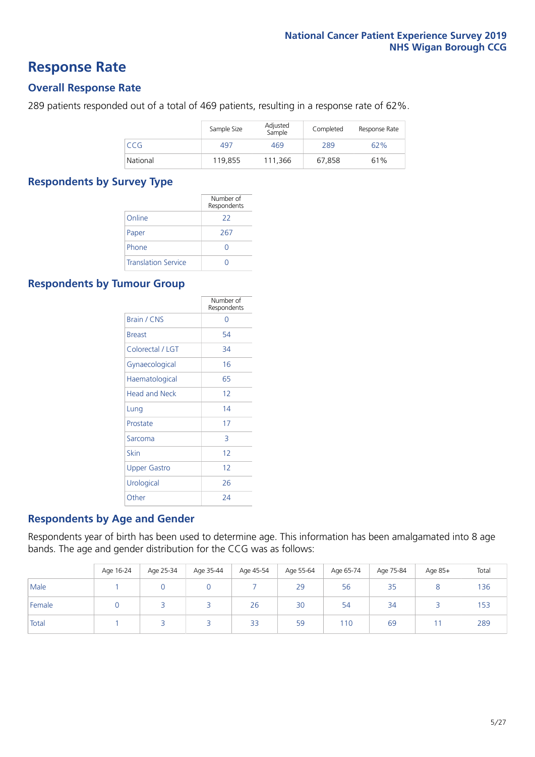# Response Rate

## Overall Response Rate

289 patients responded out of a total of 469 patients, resulting in a response rate of 62%.

| | Sample Size | Adjusted Sample | Completed | Response Rate |
|---|---|---|---|---|
| CCG | 497 | 469 | 289 | 62% |
| National | 119,855 | 111,366 | 67,858 | 61% |

## Respondents by Survey Type

| | Number of Respondents |
|---|---|
| Online | 22 |
| Paper | 267 |
| Phone | 0 |
| Translation Service | 0 |

## Respondents by Tumour Group

| | Number of Respondents |
|---|---|
| Brain / CNS | 0 |
| Breast | 54 |
| Colorectal / LGT | 34 |
| Gynaecological | 16 |
| Haematological | 65 |
| Head and Neck | 12 |
| Lung | 14 |
| Prostate | 17 |
| Sarcoma | 3 |
| Skin | 12 |
| Upper Gastro | 12 |
| Urological | 26 |
| Other | 24 |

## Respondents by Age and Gender

Respondents year of birth has been used to determine age. This information has been amalgamated into 8 age bands. The age and gender distribution for the CCG was as follows:

| | Age 16-24 | Age 25-34 | Age 35-44 | Age 45-54 | Age 55-64 | Age 65-74 | Age 75-84 | Age 85+ | Total |
|---|---|---|---|---|---|---|---|---|---|
| Male | 1 | 0 | 0 | 7 | 29 | 56 | 35 | 8 | 136 |
| Female | 0 | 3 | 3 | 26 | 30 | 54 | 34 | 3 | 153 |
| Total | 1 | 3 | 3 | 33 | 59 | 110 | 69 | 11 | 289 |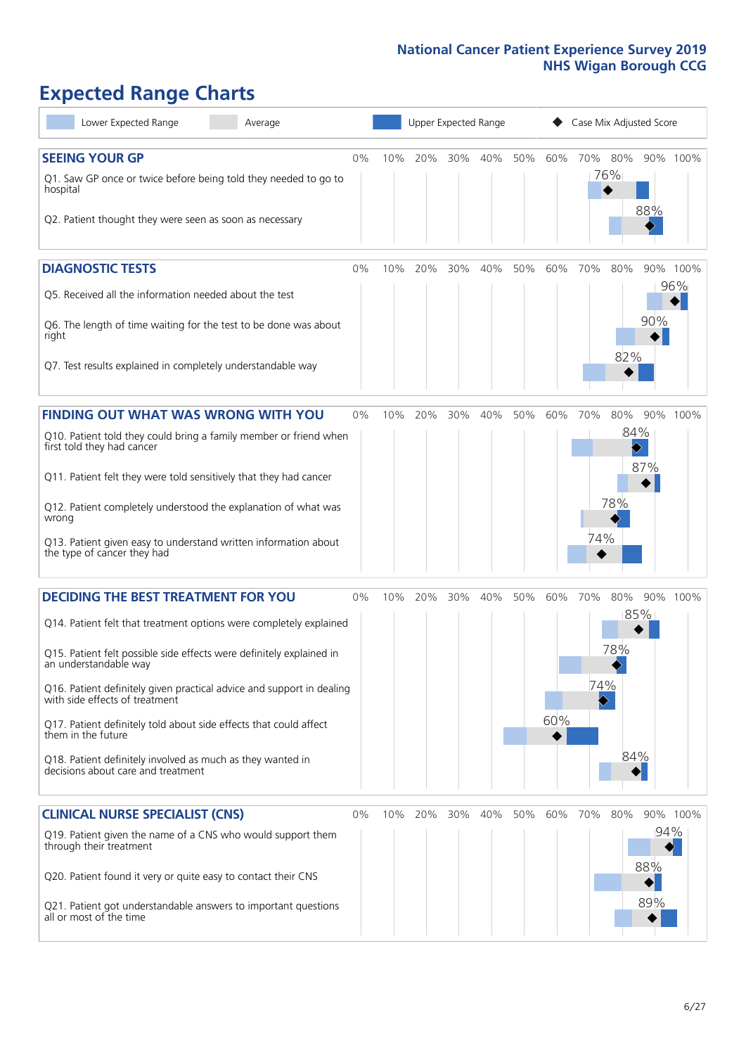National Cancer Patient Experience Survey 2019
NHS Wigan Borough CCG

# Expected Range Charts

Lower Expected Range | Average | Upper Expected Range | Case Mix Adjusted Score

## SEEING YOUR GP

| Question | Case Mix Adjusted Score |
|---|---|
| Q1. Saw GP once or twice before being told they needed to go to hospital | 76% |
| Q2. Patient thought they were seen as soon as necessary | 88% |

## DIAGNOSTIC TESTS

| Question | Case Mix Adjusted Score |
|---|---|
| Q5. Received all the information needed about the test | 96% |
| Q6. The length of time waiting for the test to be done was about right | 90% |
| Q7. Test results explained in completely understandable way | 82% |

## FINDING OUT WHAT WAS WRONG WITH YOU

| Question | Case Mix Adjusted Score |
|---|---|
| Q10. Patient told they could bring a family member or friend when first told they had cancer | 84% |
| Q11. Patient felt they were told sensitively that they had cancer | 87% |
| Q12. Patient completely understood the explanation of what was wrong | 78% |
| Q13. Patient given easy to understand written information about the type of cancer they had | 74% |

## DECIDING THE BEST TREATMENT FOR YOU

| Question | Case Mix Adjusted Score |
|---|---|
| Q14. Patient felt that treatment options were completely explained | 85% |
| Q15. Patient felt possible side effects were definitely explained in an understandable way | 78% |
| Q16. Patient definitely given practical advice and support in dealing with side effects of treatment | 74% |
| Q17. Patient definitely told about side effects that could affect them in the future | 60% |
| Q18. Patient definitely involved as much as they wanted in decisions about care and treatment | 84% |

## CLINICAL NURSE SPECIALIST (CNS)

| Question | Case Mix Adjusted Score |
|---|---|
| Q19. Patient given the name of a CNS who would support them through their treatment | 94% |
| Q20. Patient found it very or quite easy to contact their CNS | 88% |
| Q21. Patient got understandable answers to important questions all or most of the time | 89% |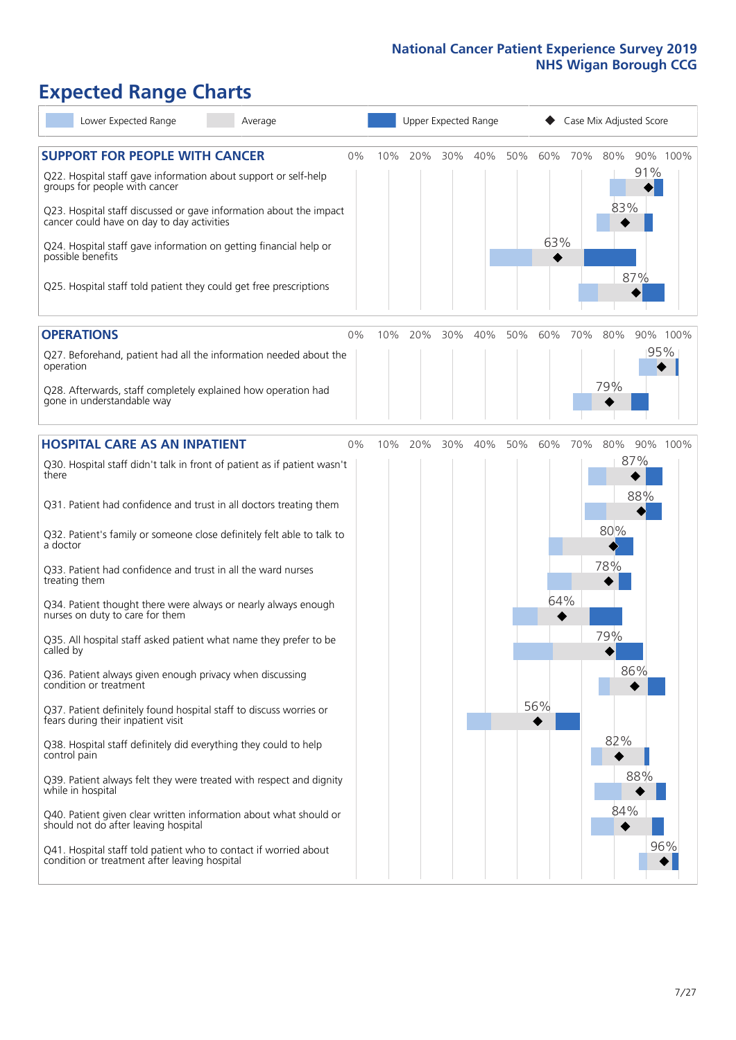National Cancer Patient Experience Survey 2019
NHS Wigan Borough CCG

# Expected Range Charts

Lower Expected Range | Average | Upper Expected Range | Case Mix Adjusted Score

## SUPPORT FOR PEOPLE WITH CANCER

| Question | Case Mix Adjusted Score |
|---|---|
| Q22. Hospital staff gave information about support or self-help groups for people with cancer | 91% |
| Q23. Hospital staff discussed or gave information about the impact cancer could have on day to day activities | 83% |
| Q24. Hospital staff gave information on getting financial help or possible benefits | 63% |
| Q25. Hospital staff told patient they could get free prescriptions | 87% |

## OPERATIONS

| Question | Case Mix Adjusted Score |
|---|---|
| Q27. Beforehand, patient had all the information needed about the operation | 95% |
| Q28. Afterwards, staff completely explained how operation had gone in understandable way | 79% |

## HOSPITAL CARE AS AN INPATIENT

| Question | Case Mix Adjusted Score |
|---|---|
| Q30. Hospital staff didn't talk in front of patient as if patient wasn't there | 87% |
| Q31. Patient had confidence and trust in all doctors treating them | 88% |
| Q32. Patient's family or someone close definitely felt able to talk to a doctor | 80% |
| Q33. Patient had confidence and trust in all the ward nurses treating them | 78% |
| Q34. Patient thought there were always or nearly always enough nurses on duty to care for them | 64% |
| Q35. All hospital staff asked patient what name they prefer to be called by | 79% |
| Q36. Patient always given enough privacy when discussing condition or treatment | 86% |
| Q37. Patient definitely found hospital staff to discuss worries or fears during their inpatient visit | 56% |
| Q38. Hospital staff definitely did everything they could to help control pain | 82% |
| Q39. Patient always felt they were treated with respect and dignity while in hospital | 88% |
| Q40. Patient given clear written information about what should or should not do after leaving hospital | 84% |
| Q41. Hospital staff told patient who to contact if worried about condition or treatment after leaving hospital | 96% |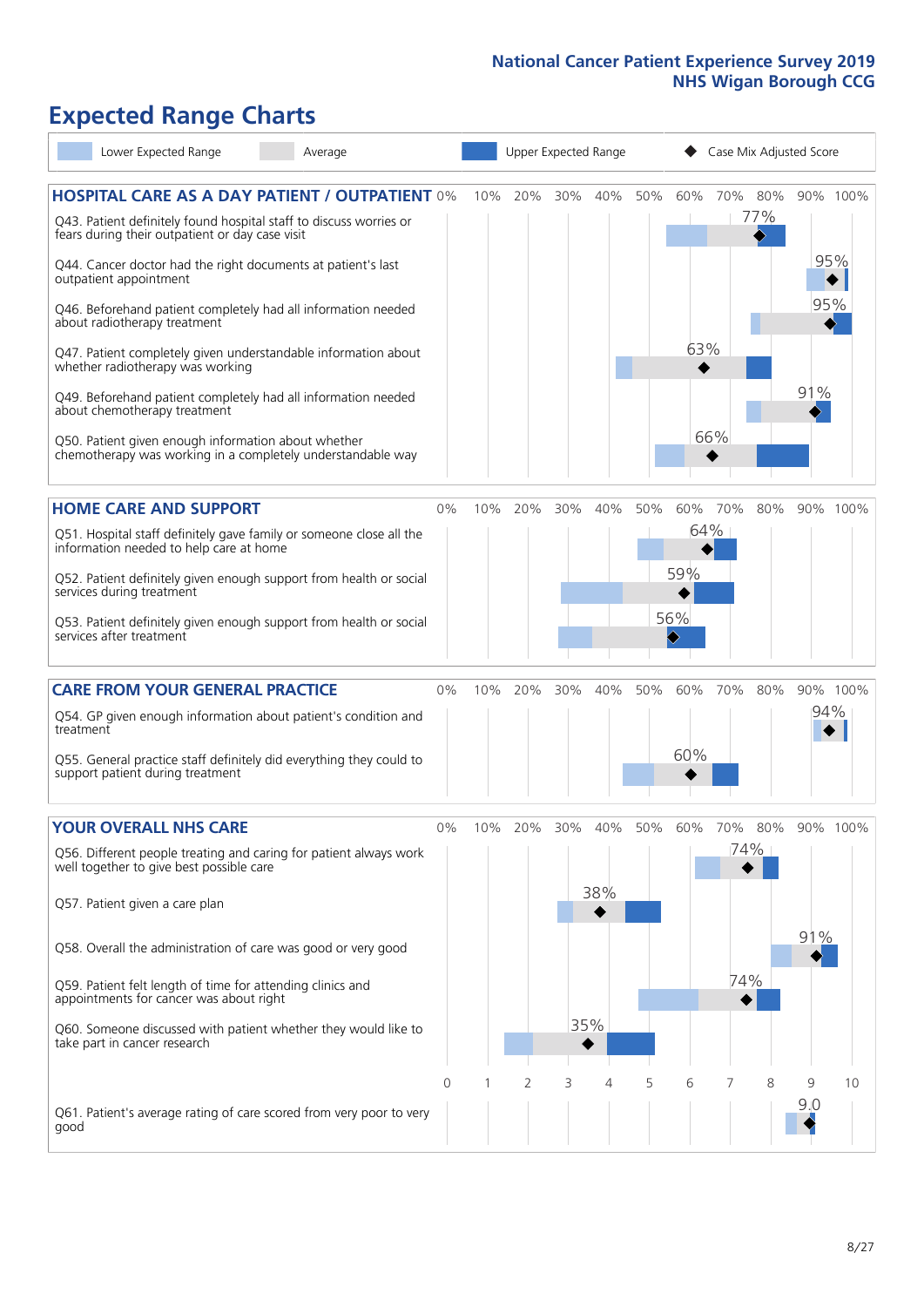# Expected Range Charts

Lower Expected Range | Average | Upper Expected Range | Case Mix Adjusted Score

## HOSPITAL CARE AS A DAY PATIENT / OUTPATIENT

| Question | Case Mix Adjusted Score |
|---|---|
| Q43. Patient definitely found hospital staff to discuss worries or fears during their outpatient or day case visit | 77% |
| Q44. Cancer doctor had the right documents at patient's last outpatient appointment | 95% |
| Q46. Beforehand patient completely had all information needed about radiotherapy treatment | 95% |
| Q47. Patient completely given understandable information about whether radiotherapy treatment was working | 63% |
| Q49. Beforehand patient completely had all information needed about chemotherapy treatment | 91% |
| Q50. Patient given enough information about whether chemotherapy was working in a completely understandable way | 66% |

## HOME CARE AND SUPPORT

| Question | Case Mix Adjusted Score |
|---|---|
| Q51. Hospital staff definitely gave family or someone close all the information needed to help care at home | 64% |
| Q52. Patient definitely given enough support from health or social services during treatment | 59% |
| Q53. Patient definitely given enough support from health or social services after treatment | 56% |

## CARE FROM YOUR GENERAL PRACTICE

| Question | Case Mix Adjusted Score |
|---|---|
| Q54. GP given enough information about patient's condition and treatment | 94% |
| Q55. General practice staff definitely did everything they could to support patient during treatment | 60% |

## YOUR OVERALL NHS CARE

| Question | Case Mix Adjusted Score |
|---|---|
| Q56. Different people treating and caring for patient always work well together to give best possible care | 74% |
| Q57. Patient given a care plan | 38% |
| Q58. Overall the administration of care was good or very good | 91% |
| Q59. Patient felt length of time for attending clinics and appointments for cancer was about right | 74% |
| Q60. Someone discussed with patient whether they would like to take part in cancer research | 35% |
| Q61. Patient's average rating of care scored from very poor to very good | 9.0 |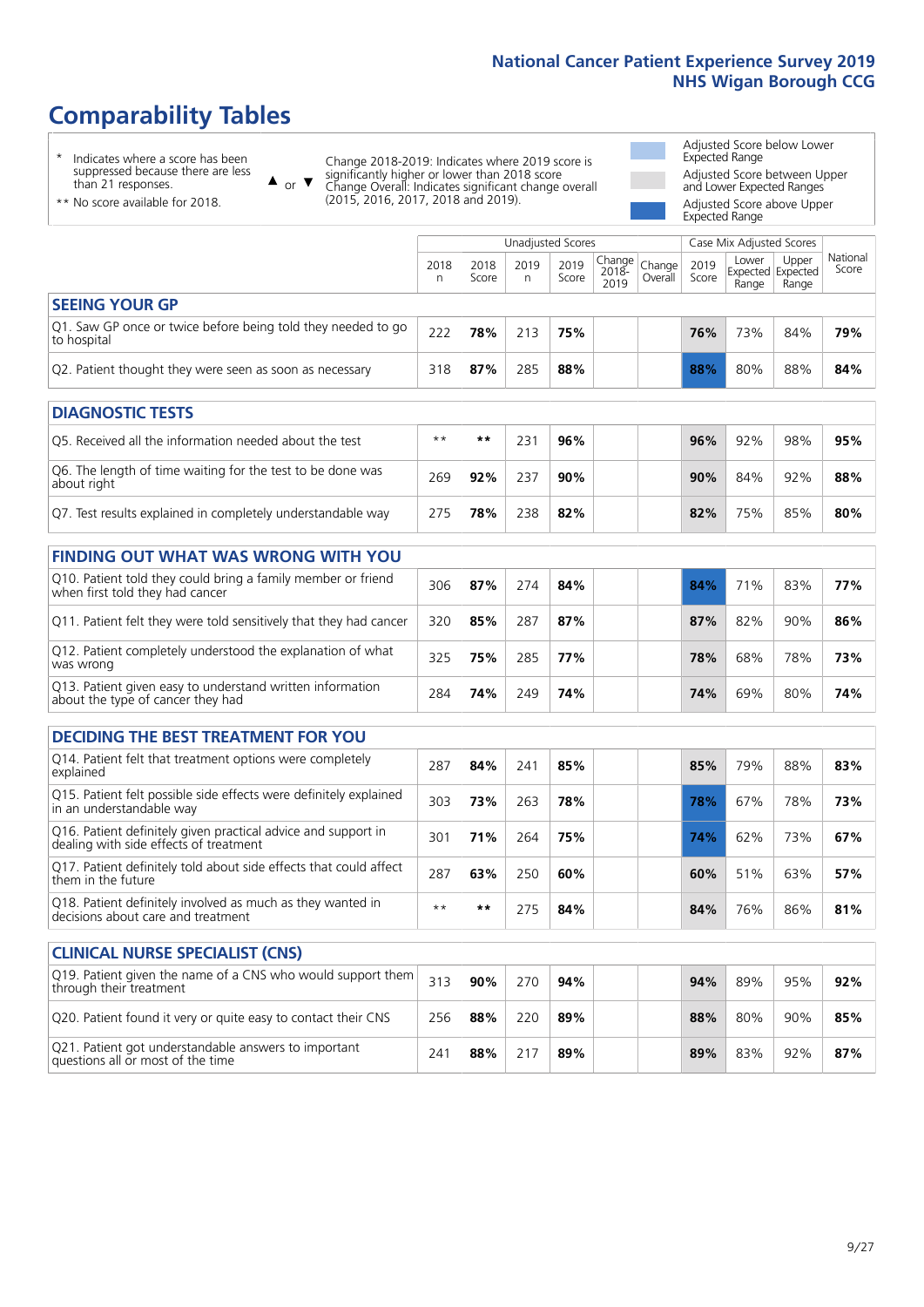# Comparability Tables

- \* Indicates where a score has been suppressed because there are less than 21 responses.
- \*\* No score available for 2018.

▲ or ▼ Change 2018-2019: Indicates where 2019 score is significantly higher or lower than 2018 score. Change Overall: Indicates significant change overall (2015, 2016, 2017, 2018 and 2019).

- Adjusted Score below Lower Expected Range
- Adjusted Score between Upper and Lower Expected Ranges
- Adjusted Score above Upper Expected Range

| | Unadjusted Scores | | | | | | Case Mix Adjusted Scores | | | |
|---|---|---|---|---|---|---|---|---|---|---|
| | 2018 n | 2018 Score | 2019 n | 2019 Score | Change 2018-2019 | Change Overall | 2019 Score | Lower Expected Range | Upper Expected Range | National Score |
| **SEEING YOUR GP** | | | | | | | | | | |
| Q1. Saw GP once or twice before being told they needed to go to hospital | 222 | **78%** | 213 | **75%** | | | **76%** | 73% | 84% | **79%** |
| Q2. Patient thought they were seen as soon as necessary | 318 | **87%** | 285 | **88%** | | | **88%** | 80% | 88% | **84%** |
| **DIAGNOSTIC TESTS** | | | | | | | | | | |
| Q5. Received all the information needed about the test | ** | ** | 231 | **96%** | | | **96%** | 92% | 98% | **95%** |
| Q6. The length of time waiting for the test to be done was about right | 269 | **92%** | 237 | **90%** | | | **90%** | 84% | 92% | **88%** |
| Q7. Test results explained in completely understandable way | 275 | **78%** | 238 | **82%** | | | **82%** | 75% | 85% | **80%** |
| **FINDING OUT WHAT WAS WRONG WITH YOU** | | | | | | | | | | |
| Q10. Patient told they could bring a family member or friend when first told they had cancer | 306 | **87%** | 274 | **84%** | | | **84%** | 71% | 83% | **77%** |
| Q11. Patient felt they were told sensitively that they had cancer | 320 | **85%** | 287 | **87%** | | | **87%** | 82% | 90% | **86%** |
| Q12. Patient completely understood the explanation of what was wrong | 325 | **75%** | 285 | **77%** | | | **78%** | 68% | 78% | **73%** |
| Q13. Patient given easy to understand written information about the type of cancer they had | 284 | **74%** | 249 | **74%** | | | **74%** | 69% | 80% | **74%** |
| **DECIDING THE BEST TREATMENT FOR YOU** | | | | | | | | | | |
| Q14. Patient felt that treatment options were completely explained | 287 | **84%** | 241 | **85%** | | | **85%** | 79% | 88% | **83%** |
| Q15. Patient felt possible side effects were definitely explained in an understandable way | 303 | **73%** | 263 | **78%** | | | **78%** | 67% | 78% | **73%** |
| Q16. Patient definitely given practical advice and support in dealing with side effects of treatment | 301 | **71%** | 264 | **75%** | | | **74%** | 62% | 73% | **67%** |
| Q17. Patient definitely told about side effects that could affect them in the future | 287 | **63%** | 250 | **60%** | | | **60%** | 51% | 63% | **57%** |
| Q18. Patient definitely involved as much as they wanted in decisions about care and treatment | ** | ** | 275 | **84%** | | | **84%** | 76% | 86% | **81%** |
| **CLINICAL NURSE SPECIALIST (CNS)** | | | | | | | | | | |
| Q19. Patient given the name of a CNS who would support them through their treatment | 313 | **90%** | 270 | **94%** | | | **94%** | 89% | 95% | **92%** |
| Q20. Patient found it very or quite easy to contact their CNS | 256 | **88%** | 220 | **89%** | | | **88%** | 80% | 90% | **85%** |
| Q21. Patient got understandable answers to important questions all or most of the time | 241 | **88%** | 217 | **89%** | | | **89%** | 83% | 92% | **87%** |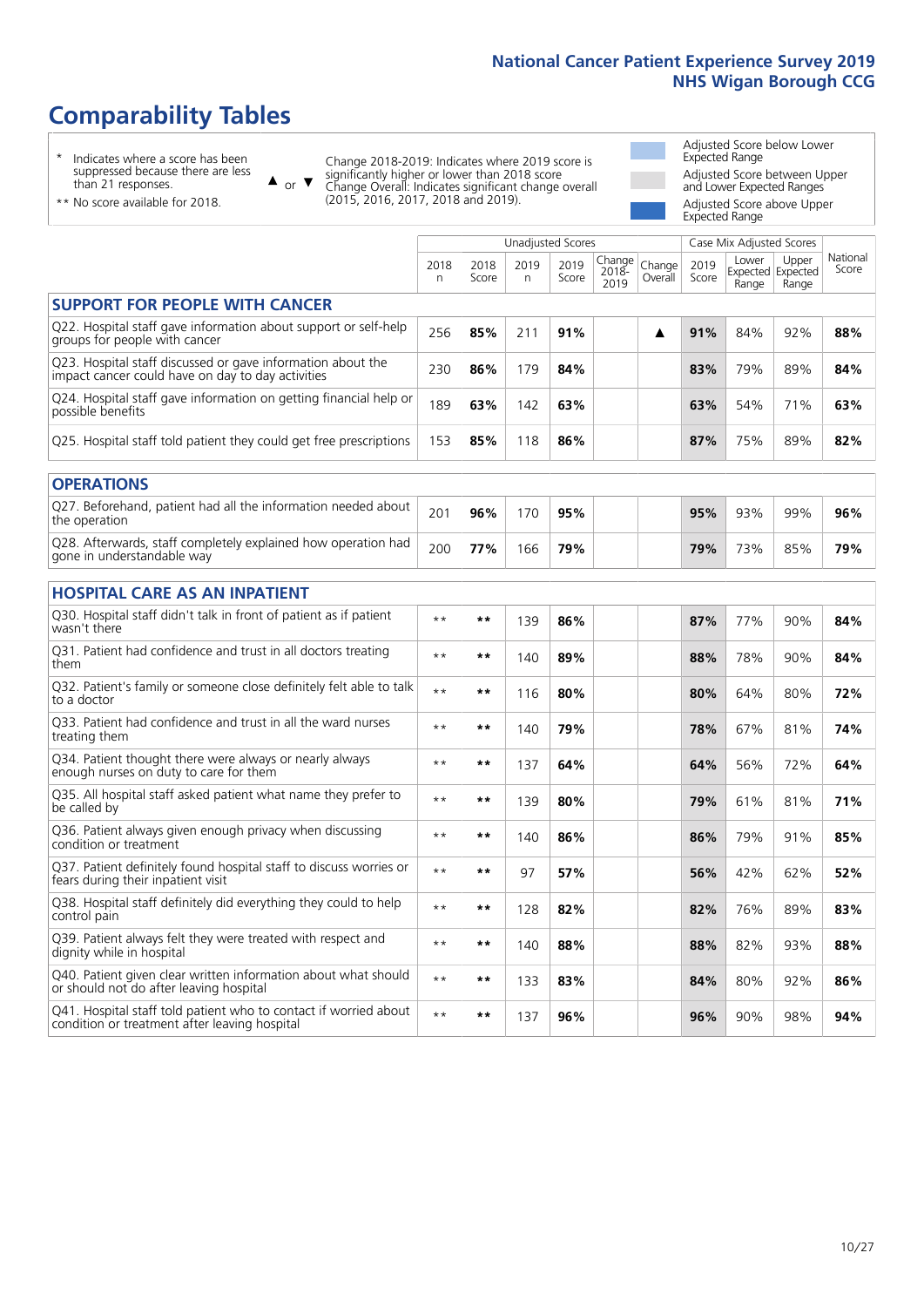# Comparability Tables

- \* Indicates where a score has been suppressed because there are less than 21 responses.
- \*\* No score available for 2018.

▲ or ▼ Change 2018-2019: Indicates where 2019 score is significantly higher or lower than 2018 score. Change Overall: Indicates significant change overall (2015, 2016, 2017, 2018 and 2019).

- Adjusted Score below Lower Expected Range
- Adjusted Score between Upper and Lower Expected Ranges
- Adjusted Score above Upper Expected Range

| | Unadjusted Scores | | | | | | Case Mix Adjusted Scores | | | |
|---|---|---|---|---|---|---|---|---|---|---|
| | 2018 n | 2018 Score | 2019 n | 2019 Score | Change 2018-2019 | Change Overall | 2019 Score | Lower Expected Range | Upper Expected Range | National Score |
| **SUPPORT FOR PEOPLE WITH CANCER** | | | | | | | | | | |
| Q22. Hospital staff gave information about support or self-help groups for people with cancer | 256 | 85% | 211 | 91% | | ▲ | 91% | 84% | 92% | 88% |
| Q23. Hospital staff discussed or gave information about the impact cancer could have on day to day activities | 230 | 86% | 179 | 84% | | | 83% | 79% | 89% | 84% |
| Q24. Hospital staff gave information on getting financial help or possible benefits | 189 | 63% | 142 | 63% | | | 63% | 54% | 71% | 63% |
| Q25. Hospital staff told patient they could get free prescriptions | 153 | 85% | 118 | 86% | | | 87% | 75% | 89% | 82% |
| **OPERATIONS** | | | | | | | | | | |
| Q27. Beforehand, patient had all the information needed about the operation | 201 | 96% | 170 | 95% | | | 95% | 93% | 99% | 96% |
| Q28. Afterwards, staff completely explained how operation had gone in understandable way | 200 | 77% | 166 | 79% | | | 79% | 73% | 85% | 79% |
| **HOSPITAL CARE AS AN INPATIENT** | | | | | | | | | | |
| Q30. Hospital staff didn't talk in front of patient as if patient wasn't there | ** | ** | 139 | 86% | | | 87% | 77% | 90% | 84% |
| Q31. Patient had confidence and trust in all doctors treating them | ** | ** | 140 | 89% | | | 88% | 78% | 90% | 84% |
| Q32. Patient's family or someone close definitely felt able to talk to a doctor | ** | ** | 116 | 80% | | | 80% | 64% | 80% | 72% |
| Q33. Patient had confidence and trust in all the ward nurses treating them | ** | ** | 140 | 79% | | | 78% | 67% | 81% | 74% |
| Q34. Patient thought there were always or nearly always enough nurses on duty to care for them | ** | ** | 137 | 64% | | | 64% | 56% | 72% | 64% |
| Q35. All hospital staff asked patient what name they prefer to be called by | ** | ** | 139 | 80% | | | 79% | 61% | 81% | 71% |
| Q36. Patient always given enough privacy when discussing condition or treatment | ** | ** | 140 | 86% | | | 86% | 79% | 91% | 85% |
| Q37. Patient definitely found hospital staff to discuss worries or fears during their inpatient visit | ** | ** | 97 | 57% | | | 56% | 42% | 62% | 52% |
| Q38. Hospital staff definitely did everything they could to help control pain | ** | ** | 128 | 82% | | | 82% | 76% | 89% | 83% |
| Q39. Patient always felt they were treated with respect and dignity while in hospital | ** | ** | 140 | 88% | | | 88% | 82% | 93% | 88% |
| Q40. Patient given clear written information about what should or should not do after leaving hospital | ** | ** | 133 | 83% | | | 84% | 80% | 92% | 86% |
| Q41. Hospital staff told patient who to contact if worried about condition or treatment after leaving hospital | ** | ** | 137 | 96% | | | 96% | 90% | 98% | 94% |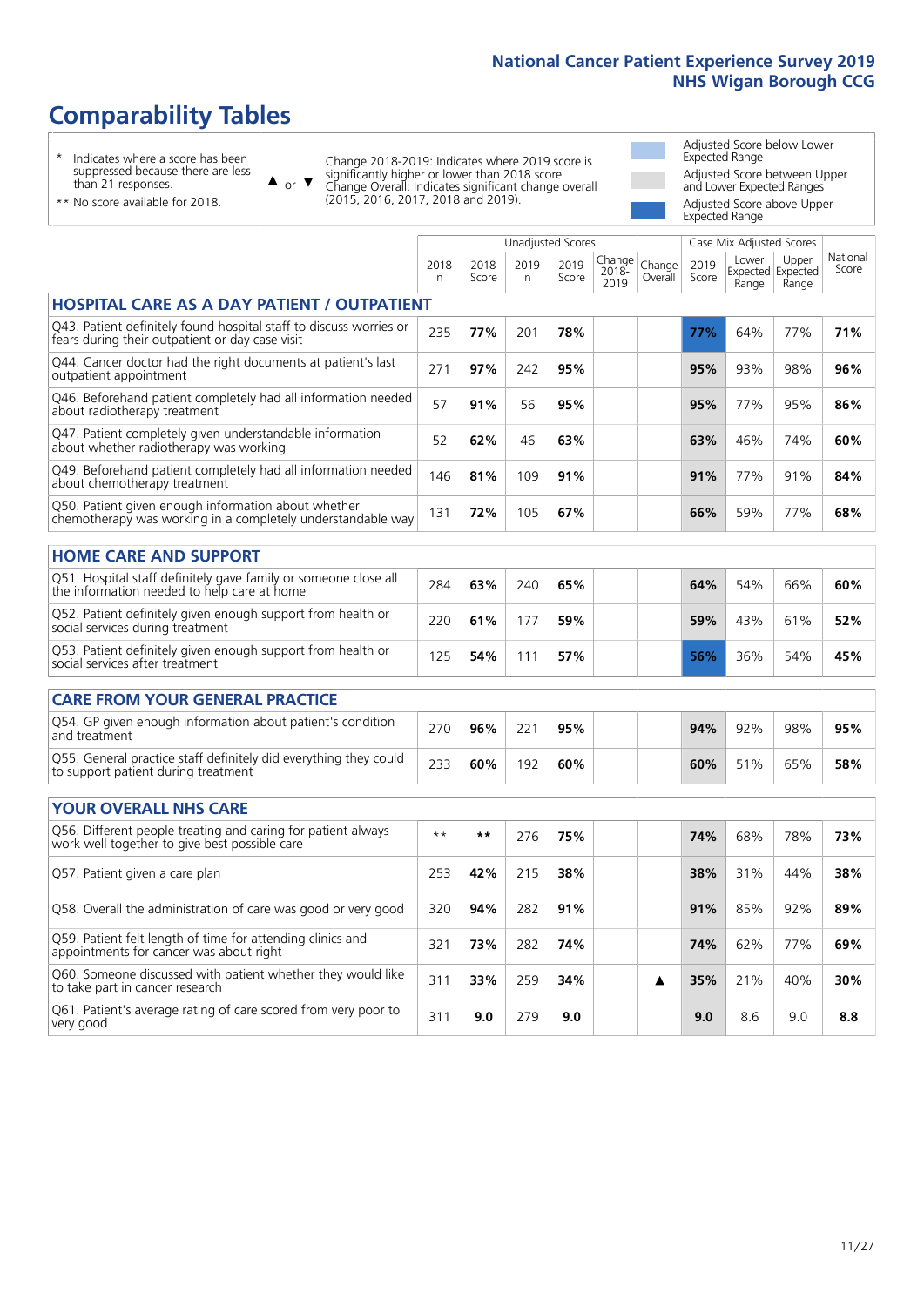# Comparability Tables

- \* Indicates where a score has been suppressed because there are less than 21 responses.
- \*\* No score available for 2018.

▲ or ▼ Change 2018-2019: Indicates where 2019 score is significantly higher or lower than 2018 score. Change Overall: Indicates significant change overall (2015, 2016, 2017, 2018 and 2019).

- Adjusted Score below Lower Expected Range
- Adjusted Score between Upper and Lower Expected Ranges
- Adjusted Score above Upper Expected Range

| | Unadjusted Scores | | | | | | Case Mix Adjusted Scores | | | |
|---|---|---|---|---|---|---|---|---|---|---|
| | 2018 n | 2018 Score | 2019 n | 2019 Score | Change 2018-2019 | Change Overall | 2019 Score | Lower Expected Range | Upper Expected Range | National Score |
| **HOSPITAL CARE AS A DAY PATIENT / OUTPATIENT** | | | | | | | | | | |
| Q43. Patient definitely found hospital staff to discuss worries or fears during their outpatient or day case visit | 235 | **77%** | 201 | **78%** | | | **77%** | 64% | 77% | **71%** |
| Q44. Cancer doctor had the right documents at patient's last outpatient appointment | 271 | **97%** | 242 | **95%** | | | **95%** | 93% | 98% | **96%** |
| Q46. Beforehand patient completely had all information needed about radiotherapy treatment | 57 | **91%** | 56 | **95%** | | | **95%** | 77% | 95% | **86%** |
| Q47. Patient completely given understandable information about whether radiotherapy was working | 52 | **62%** | 46 | **63%** | | | **63%** | 46% | 74% | **60%** |
| Q49. Beforehand patient completely had all information needed about chemotherapy treatment | 146 | **81%** | 109 | **91%** | | | **91%** | 77% | 91% | **84%** |
| Q50. Patient given enough information about whether chemotherapy was working in a completely understandable way | 131 | **72%** | 105 | **67%** | | | **66%** | 59% | 77% | **68%** |
| **HOME CARE AND SUPPORT** | | | | | | | | | | |
| Q51. Hospital staff definitely gave family or someone close all the information needed to help care at home | 284 | **63%** | 240 | **65%** | | | **64%** | 54% | 66% | **60%** |
| Q52. Patient definitely given enough support from health or social services during treatment | 220 | **61%** | 177 | **59%** | | | **59%** | 43% | 61% | **52%** |
| Q53. Patient definitely given enough support from health or social services after treatment | 125 | **54%** | 111 | **57%** | | | **56%** | 36% | 54% | **45%** |
| **CARE FROM YOUR GENERAL PRACTICE** | | | | | | | | | | |
| Q54. GP given enough information about patient's condition and treatment | 270 | **96%** | 221 | **95%** | | | **94%** | 92% | 98% | **95%** |
| Q55. General practice staff definitely did everything they could to support patient during treatment | 233 | **60%** | 192 | **60%** | | | **60%** | 51% | 65% | **58%** |
| **YOUR OVERALL NHS CARE** | | | | | | | | | | |
| Q56. Different people treating and caring for patient always work well together to give best possible care | ** | ** | 276 | **75%** | | | **74%** | 68% | 78% | **73%** |
| Q57. Patient given a care plan | 253 | **42%** | 215 | **38%** | | | **38%** | 31% | 44% | **38%** |
| Q58. Overall the administration of care was good or very good | 320 | **94%** | 282 | **91%** | | | **91%** | 85% | 92% | **89%** |
| Q59. Patient felt length of time for attending clinics and appointments for cancer was about right | 321 | **73%** | 282 | **74%** | | | **74%** | 62% | 77% | **69%** |
| Q60. Someone discussed with patient whether they would like to take part in cancer research | 311 | **33%** | 259 | **34%** | | ▲ | **35%** | 21% | 40% | **30%** |
| Q61. Patient's average rating of care scored from very poor to very good | 311 | **9.0** | 279 | **9.0** | | | **9.0** | 8.6 | 9.0 | **8.8** |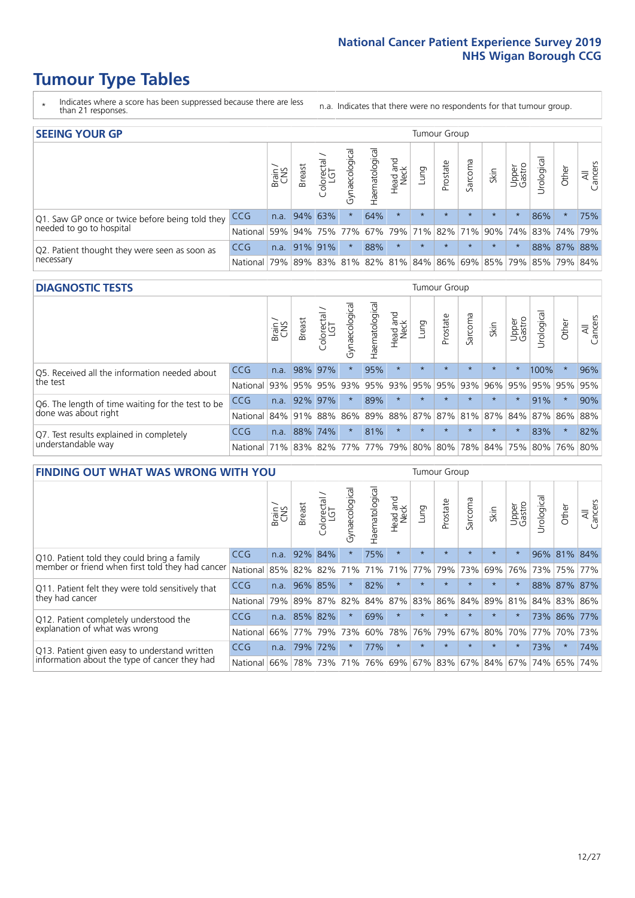# Tumour Type Tables

\* Indicates where a score has been suppressed because there are less than 21 responses.

n.a. Indicates that there were no respondents for that tumour group.

## SEEING YOUR GP

| | | Brain / CNS | Breast | Colorectal / LGT | Gynaecological | Haematological | Head and Neck | Lung | Prostate | Sarcoma | Skin | Upper Gastro | Urological | Other | All Cancers |
|---|---|---|---|---|---|---|---|---|---|---|---|---|---|---|---|
| Q1. Saw GP once or twice before being told they needed to go to hospital | CCG | n.a. | 94% | 63% | * | 64% | * | * | * | * | * | * | 86% | * | 75% |
| | National | 59% | 94% | 75% | 77% | 67% | 79% | 71% | 82% | 71% | 90% | 74% | 83% | 74% | 79% |
| Q2. Patient thought they were seen as soon as necessary | CCG | n.a. | 91% | 91% | * | 88% | * | * | * | * | * | * | 88% | 87% | 88% |
| | National | 79% | 89% | 83% | 81% | 82% | 81% | 84% | 86% | 69% | 85% | 79% | 85% | 79% | 84% |

## DIAGNOSTIC TESTS

| | | Brain / CNS | Breast | Colorectal / LGT | Gynaecological | Haematological | Head and Neck | Lung | Prostate | Sarcoma | Skin | Upper Gastro | Urological | Other | All Cancers |
|---|---|---|---|---|---|---|---|---|---|---|---|---|---|---|---|
| Q5. Received all the information needed about the test | CCG | n.a. | 98% | 97% | * | 95% | * | * | * | * | * | * | 100% | * | 96% |
| | National | 93% | 95% | 95% | 93% | 95% | 93% | 95% | 95% | 93% | 96% | 95% | 95% | 95% | 95% |
| Q6. The length of time waiting for the test to be done was about right | CCG | n.a. | 92% | 97% | * | 89% | * | * | * | * | * | * | 91% | * | 90% |
| | National | 84% | 91% | 88% | 86% | 89% | 88% | 87% | 87% | 81% | 87% | 84% | 87% | 86% | 88% |
| Q7. Test results explained in completely understandable way | CCG | n.a. | 88% | 74% | * | 81% | * | * | * | * | * | * | 83% | * | 82% |
| | National | 71% | 83% | 82% | 77% | 77% | 79% | 80% | 80% | 78% | 84% | 75% | 80% | 76% | 80% |

## FINDING OUT WHAT WAS WRONG WITH YOU

| | | Brain / CNS | Breast | Colorectal / LGT | Gynaecological | Haematological | Head and Neck | Lung | Prostate | Sarcoma | Skin | Upper Gastro | Urological | Other | All Cancers |
|---|---|---|---|---|---|---|---|---|---|---|---|---|---|---|---|
| Q10. Patient told they could bring a family member or friend when first told they had cancer | CCG | n.a. | 92% | 84% | * | 75% | * | * | * | * | * | * | 96% | 81% | 84% |
| | National | 85% | 82% | 82% | 71% | 71% | 71% | 77% | 79% | 73% | 69% | 76% | 73% | 75% | 77% |
| Q11. Patient felt they were told sensitively that they had cancer | CCG | n.a. | 96% | 85% | * | 82% | * | * | * | * | * | * | 88% | 87% | 87% |
| | National | 79% | 89% | 87% | 82% | 84% | 87% | 83% | 86% | 84% | 89% | 81% | 84% | 83% | 86% |
| Q12. Patient completely understood the explanation of what was wrong | CCG | n.a. | 85% | 82% | * | 69% | * | * | * | * | * | * | 73% | 86% | 77% |
| | National | 66% | 77% | 79% | 73% | 60% | 78% | 76% | 79% | 67% | 80% | 70% | 77% | 70% | 73% |
| Q13. Patient given easy to understand written information about the type of cancer they had | CCG | n.a. | 79% | 72% | * | 77% | * | * | * | * | * | * | 73% | * | 74% |
| | National | 66% | 78% | 73% | 71% | 76% | 69% | 67% | 83% | 67% | 84% | 67% | 74% | 65% | 74% |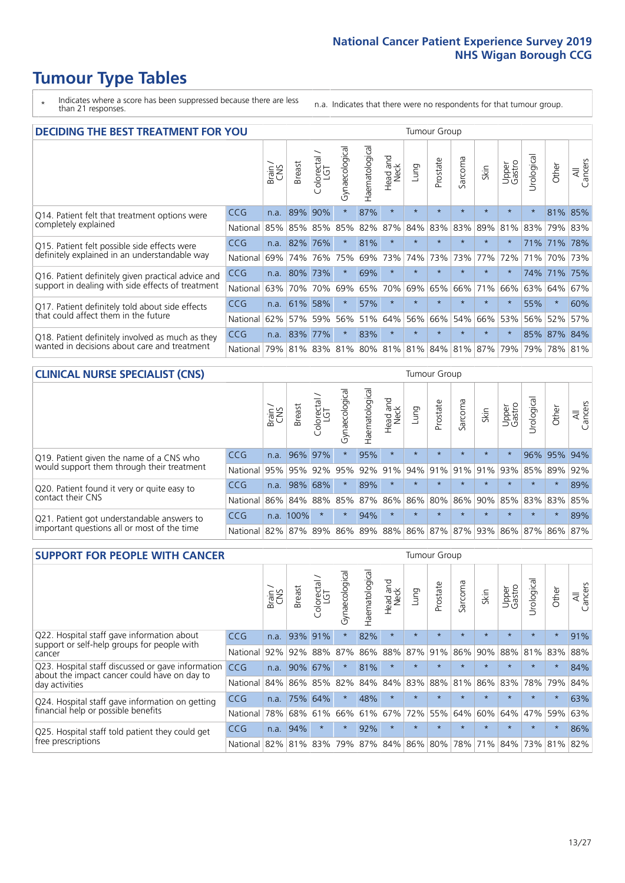# Tumour Type Tables

\* Indicates where a score has been suppressed because there are less than 21 responses.

n.a. Indicates that there were no respondents for that tumour group.

## DECIDING THE BEST TREATMENT FOR YOU

| | | Brain / CNS | Breast | Colorectal / LGT | Gynaecological | Haematological | Head and Neck | Lung | Prostate | Sarcoma | Skin | Upper Gastro | Urological | Other | All Cancers |
|---|---|---|---|---|---|---|---|---|---|---|---|---|---|---|---|
| Q14. Patient felt that treatment options were completely explained | CCG | n.a. | 89% | 90% | * | 87% | * | * | * | * | * | * | * | 81% | 85% |
| | National | 85% | 85% | 85% | 85% | 82% | 87% | 84% | 83% | 83% | 89% | 81% | 83% | 79% | 83% |
| Q15. Patient felt possible side effects were definitely explained in an understandable way | CCG | n.a. | 82% | 76% | * | 81% | * | * | * | * | * | * | 71% | 71% | 78% |
| | National | 69% | 74% | 76% | 75% | 69% | 73% | 74% | 73% | 73% | 77% | 72% | 71% | 70% | 73% |
| Q16. Patient definitely given practical advice and support in dealing with side effects of treatment | CCG | n.a. | 80% | 73% | * | 69% | * | * | * | * | * | * | 74% | 71% | 75% |
| | National | 63% | 70% | 70% | 69% | 65% | 70% | 69% | 65% | 66% | 71% | 66% | 63% | 64% | 67% |
| Q17. Patient definitely told about side effects that could affect them in the future | CCG | n.a. | 61% | 58% | * | 57% | * | * | * | * | * | * | 55% | * | 60% |
| | National | 62% | 57% | 59% | 56% | 51% | 64% | 56% | 66% | 54% | 66% | 53% | 56% | 52% | 57% |
| Q18. Patient definitely involved as much as they wanted in decisions about care and treatment | CCG | n.a. | 83% | 77% | * | 83% | * | * | * | * | * | * | 85% | 87% | 84% |
| | National | 79% | 81% | 83% | 81% | 80% | 81% | 81% | 84% | 81% | 87% | 79% | 79% | 78% | 81% |

## CLINICAL NURSE SPECIALIST (CNS)

| | | Brain / CNS | Breast | Colorectal / LGT | Gynaecological | Haematological | Head and Neck | Lung | Prostate | Sarcoma | Skin | Upper Gastro | Urological | Other | All Cancers |
|---|---|---|---|---|---|---|---|---|---|---|---|---|---|---|---|
| Q19. Patient given the name of a CNS who would support them through their treatment | CCG | n.a. | 96% | 97% | * | 95% | * | * | * | * | * | * | 96% | 95% | 94% |
| | National | 95% | 95% | 92% | 95% | 92% | 91% | 94% | 91% | 91% | 91% | 93% | 85% | 89% | 92% |
| Q20. Patient found it very or quite easy to contact their CNS | CCG | n.a. | 98% | 68% | * | 89% | * | * | * | * | * | * | * | * | 89% |
| | National | 86% | 84% | 88% | 85% | 87% | 86% | 86% | 80% | 86% | 90% | 85% | 83% | 83% | 85% |
| Q21. Patient got understandable answers to important questions all or most of the time | CCG | n.a. | 100% | * | * | 94% | * | * | * | * | * | * | * | * | 89% |
| | National | 82% | 87% | 89% | 86% | 89% | 88% | 86% | 87% | 87% | 93% | 86% | 87% | 86% | 87% |

## SUPPORT FOR PEOPLE WITH CANCER

| | | Brain / CNS | Breast | Colorectal / LGT | Gynaecological | Haematological | Head and Neck | Lung | Prostate | Sarcoma | Skin | Upper Gastro | Urological | Other | All Cancers |
|---|---|---|---|---|---|---|---|---|---|---|---|---|---|---|---|
| Q22. Hospital staff gave information about support or self-help groups for people with cancer | CCG | n.a. | 93% | 91% | * | 82% | * | * | * | * | * | * | * | * | 91% |
| | National | 92% | 92% | 88% | 87% | 86% | 88% | 87% | 91% | 86% | 90% | 88% | 81% | 83% | 88% |
| Q23. Hospital staff discussed or gave information about the impact cancer could have on day to day activities | CCG | n.a. | 90% | 67% | * | 81% | * | * | * | * | * | * | * | * | 84% |
| | National | 84% | 86% | 85% | 82% | 84% | 84% | 83% | 88% | 81% | 86% | 83% | 78% | 79% | 84% |
| Q24. Hospital staff gave information on getting financial help or possible benefits | CCG | n.a. | 75% | 64% | * | 48% | * | * | * | * | * | * | * | * | 63% |
| | National | 78% | 68% | 61% | 66% | 61% | 67% | 72% | 55% | 64% | 60% | 64% | 47% | 59% | 63% |
| Q25. Hospital staff told patient they could get free prescriptions | CCG | n.a. | 94% | * | * | 92% | * | * | * | * | * | * | * | * | 86% |
| | National | 82% | 81% | 83% | 79% | 87% | 84% | 86% | 80% | 78% | 71% | 84% | 73% | 81% | 82% |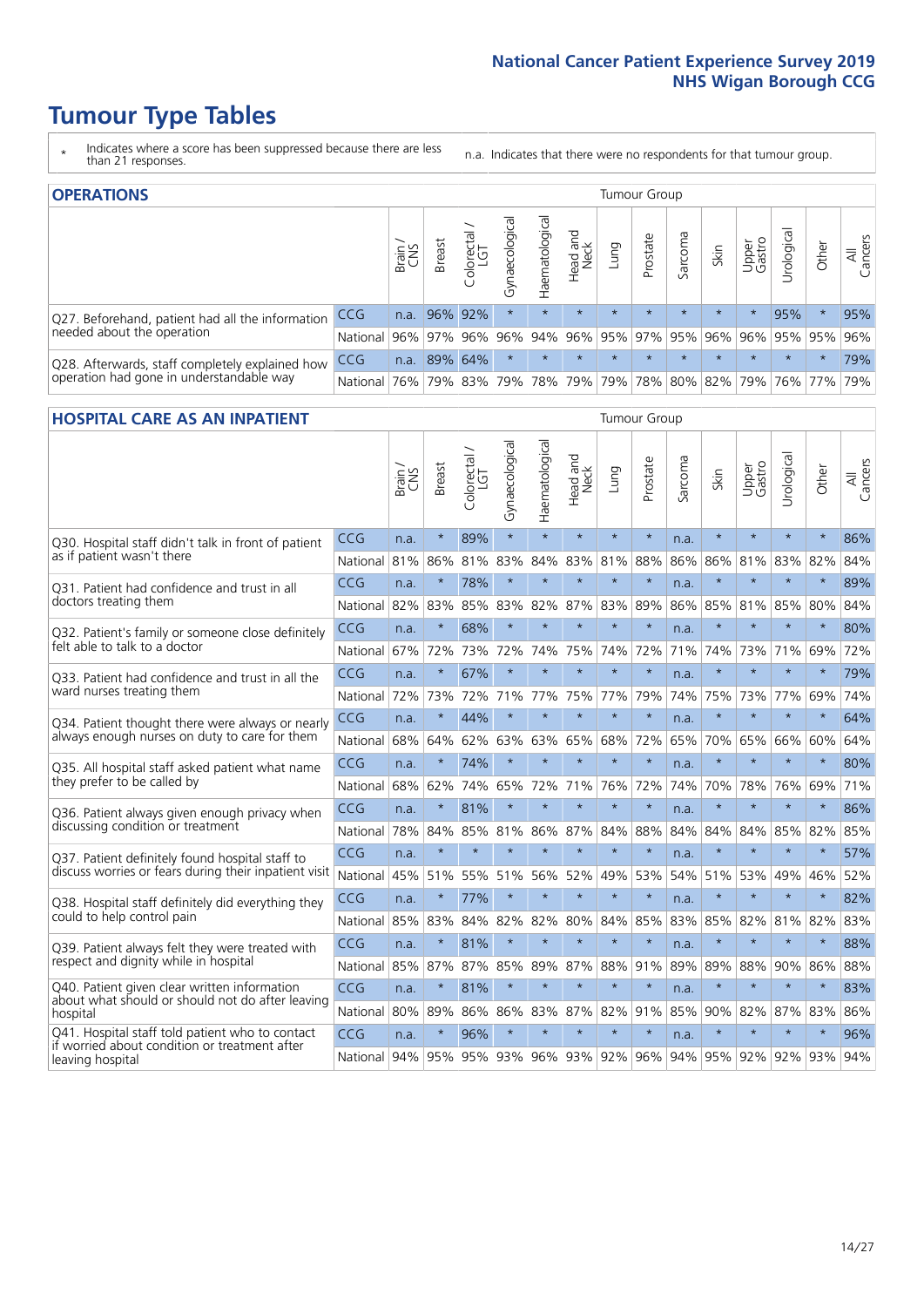# Tumour Type Tables

\* Indicates where a score has been suppressed because there are less than 21 responses.

n.a. Indicates that there were no respondents for that tumour group.

## OPERATIONS

| | | Brain / CNS | Breast | Colorectal / LGT | Gynaecological | Haematological | Head and Neck | Lung | Prostate | Sarcoma | Skin | Upper Gastro | Urological | Other | All Cancers |
|---|---|---|---|---|---|---|---|---|---|---|---|---|---|---|---|
| Q27. Beforehand, patient had all the information needed about the operation | CCG | n.a. | 96% | 92% | * | * | * | * | * | * | * | * | 95% | * | 95% |
| | National | 96% | 97% | 96% | 96% | 94% | 96% | 95% | 97% | 95% | 96% | 96% | 95% | 95% | 96% |
| Q28. Afterwards, staff completely explained how operation had gone in understandable way | CCG | n.a. | 89% | 64% | * | * | * | * | * | * | * | * | * | * | 79% |
| | National | 76% | 79% | 83% | 79% | 78% | 79% | 79% | 78% | 80% | 82% | 79% | 76% | 77% | 79% |

## HOSPITAL CARE AS AN INPATIENT

| | | Brain / CNS | Breast | Colorectal / LGT | Gynaecological | Haematological | Head and Neck | Lung | Prostate | Sarcoma | Skin | Upper Gastro | Urological | Other | All Cancers |
|---|---|---|---|---|---|---|---|---|---|---|---|---|---|---|---|
| Q30. Hospital staff didn't talk in front of patient as if patient wasn't there | CCG | n.a. | * | 89% | * | * | * | * | * | n.a. | * | * | * | * | 86% |
| | National | 81% | 86% | 81% | 83% | 84% | 83% | 81% | 88% | 86% | 86% | 81% | 83% | 82% | 84% |
| Q31. Patient had confidence and trust in all doctors treating them | CCG | n.a. | * | 78% | * | * | * | * | * | n.a. | * | * | * | * | 89% |
| | National | 82% | 83% | 85% | 83% | 82% | 87% | 83% | 89% | 86% | 85% | 81% | 85% | 80% | 84% |
| Q32. Patient's family or someone close definitely felt able to talk to a doctor | CCG | n.a. | * | 68% | * | * | * | * | * | n.a. | * | * | * | * | 80% |
| | National | 67% | 72% | 73% | 72% | 74% | 75% | 74% | 72% | 71% | 74% | 73% | 71% | 69% | 72% |
| Q33. Patient had confidence and trust in all the ward nurses treating them | CCG | n.a. | * | 67% | * | * | * | * | * | n.a. | * | * | * | * | 79% |
| | National | 72% | 73% | 72% | 71% | 77% | 75% | 77% | 79% | 74% | 75% | 73% | 77% | 69% | 74% |
| Q34. Patient thought there were always or nearly always enough nurses on duty to care for them | CCG | n.a. | * | 44% | * | * | * | * | * | n.a. | * | * | * | * | 64% |
| | National | 68% | 64% | 62% | 63% | 63% | 65% | 68% | 72% | 65% | 70% | 65% | 66% | 60% | 64% |
| Q35. All hospital staff asked patient what name they prefer to be called by | CCG | n.a. | * | 74% | * | * | * | * | * | n.a. | * | * | * | * | 80% |
| | National | 68% | 62% | 74% | 65% | 72% | 71% | 76% | 72% | 74% | 70% | 78% | 76% | 69% | 71% |
| Q36. Patient always given enough privacy when discussing condition or treatment | CCG | n.a. | * | 81% | * | * | * | * | * | n.a. | * | * | * | * | 86% |
| | National | 78% | 84% | 85% | 81% | 86% | 87% | 84% | 88% | 84% | 84% | 84% | 85% | 82% | 85% |
| Q37. Patient definitely found hospital staff to discuss worries or fears during their inpatient visit | CCG | n.a. | * | * | * | * | * | * | * | n.a. | * | * | * | * | 57% |
| | National | 45% | 51% | 55% | 51% | 56% | 52% | 49% | 53% | 54% | 51% | 53% | 49% | 46% | 52% |
| Q38. Hospital staff definitely did everything they could to help control pain | CCG | n.a. | * | 77% | * | * | * | * | * | n.a. | * | * | * | * | 82% |
| | National | 85% | 83% | 84% | 82% | 82% | 80% | 84% | 85% | 83% | 85% | 82% | 81% | 82% | 83% |
| Q39. Patient always felt they were treated with respect and dignity while in hospital | CCG | n.a. | * | 81% | * | * | * | * | * | n.a. | * | * | * | * | 88% |
| | National | 85% | 87% | 87% | 85% | 89% | 87% | 88% | 91% | 89% | 89% | 88% | 90% | 86% | 88% |
| Q40. Patient given clear written information about what should or should not do after leaving hospital | CCG | n.a. | * | 81% | * | * | * | * | * | n.a. | * | * | * | * | 83% |
| | National | 80% | 89% | 86% | 86% | 83% | 87% | 82% | 91% | 85% | 90% | 82% | 87% | 83% | 86% |
| Q41. Hospital staff told patient who to contact if worried about condition or treatment after leaving hospital | CCG | n.a. | * | 96% | * | * | * | * | * | n.a. | * | * | * | * | 96% |
| | National | 94% | 95% | 95% | 93% | 96% | 93% | 92% | 96% | 94% | 95% | 92% | 92% | 93% | 94% |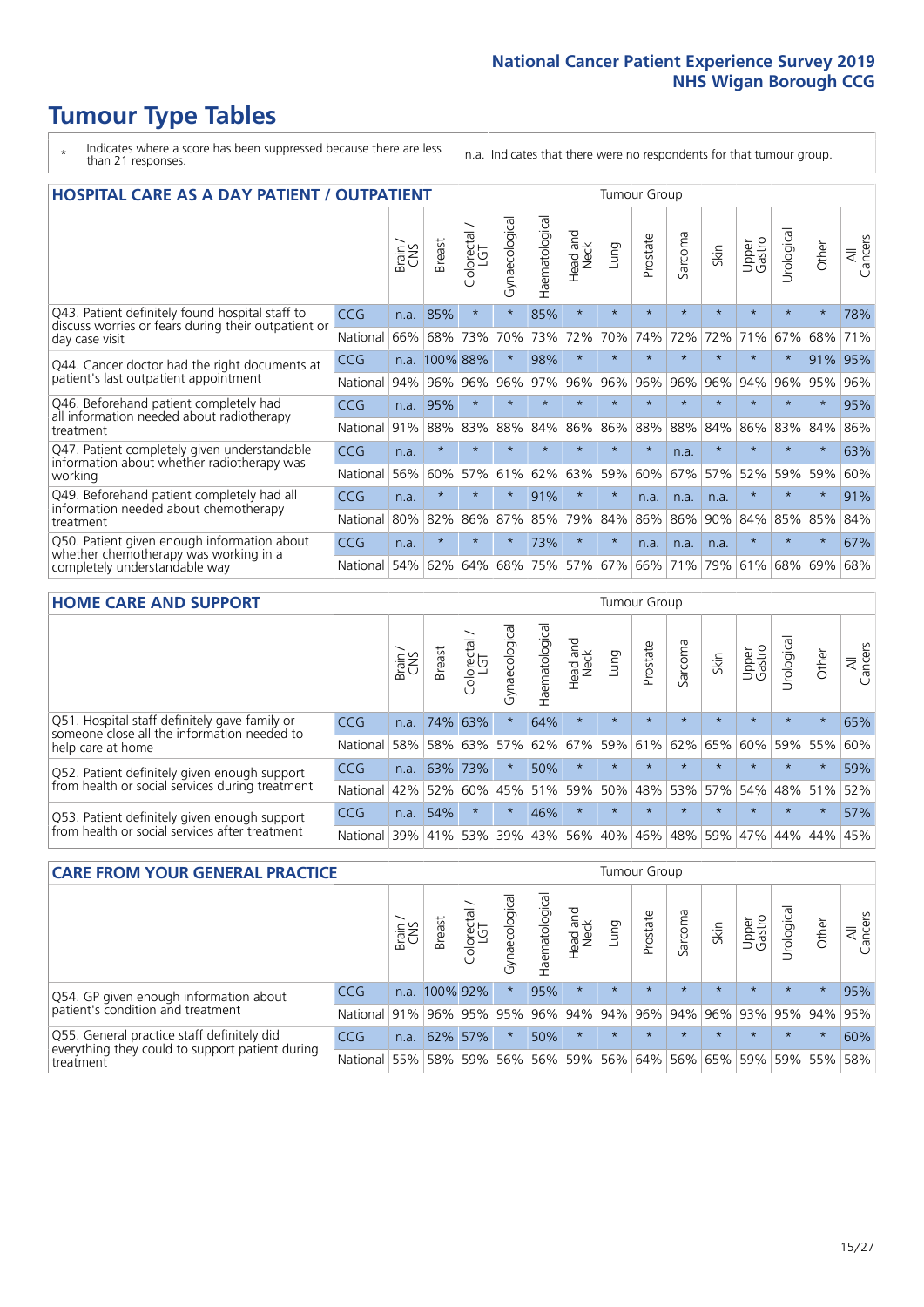# Tumour Type Tables

\* Indicates where a score has been suppressed because there are less than 21 responses.

n.a. Indicates that there were no respondents for that tumour group.

## HOSPITAL CARE AS A DAY PATIENT / OUTPATIENT

| | | Brain / CNS | Breast | Colorectal / LGT | Gynaecological | Haematological | Head and Neck | Lung | Prostate | Sarcoma | Skin | Upper Gastro | Urological | Other | All Cancers |
|---|---|---|---|---|---|---|---|---|---|---|---|---|---|---|---|
| Q43. Patient definitely found hospital staff to discuss worries or fears during their outpatient or day case visit | CCG | n.a. | 85% | * | * | 85% | * | * | * | * | * | * | * | * | 78% |
| | National | 66% | 68% | 73% | 70% | 73% | 72% | 70% | 74% | 72% | 72% | 71% | 67% | 68% | 71% |
| Q44. Cancer doctor had the right documents at patient's last outpatient appointment | CCG | n.a. | 100% | 88% | * | 98% | * | * | * | * | * | * | * | 91% | 95% |
| | National | 94% | 96% | 96% | 96% | 97% | 96% | 96% | 96% | 96% | 96% | 94% | 96% | 95% | 96% |
| Q46. Beforehand patient completely had all information needed about radiotherapy treatment | CCG | n.a. | 95% | * | * | * | * | * | * | * | * | * | * | * | 95% |
| | National | 91% | 88% | 83% | 88% | 84% | 86% | 86% | 88% | 88% | 84% | 86% | 83% | 84% | 86% |
| Q47. Patient completely given understandable information about whether radiotherapy was working | CCG | n.a. | * | * | * | * | * | * | * | n.a. | * | * | * | * | 63% |
| | National | 56% | 60% | 57% | 61% | 62% | 63% | 59% | 60% | 67% | 57% | 52% | 59% | 59% | 60% |
| Q49. Beforehand patient completely had all information needed about chemotherapy treatment | CCG | n.a. | * | * | * | 91% | * | * | n.a. | n.a. | n.a. | * | * | * | 91% |
| | National | 80% | 82% | 86% | 87% | 85% | 79% | 84% | 86% | 86% | 90% | 84% | 85% | 85% | 84% |
| Q50. Patient given enough information about whether chemotherapy was working in a completely understandable way | CCG | n.a. | * | * | * | 73% | * | * | n.a. | n.a. | n.a. | * | * | * | 67% |
| | National | 54% | 62% | 64% | 68% | 75% | 57% | 67% | 66% | 71% | 79% | 61% | 68% | 69% | 68% |

## HOME CARE AND SUPPORT

| | | Brain / CNS | Breast | Colorectal / LGT | Gynaecological | Haematological | Head and Neck | Lung | Prostate | Sarcoma | Skin | Upper Gastro | Urological | Other | All Cancers |
|---|---|---|---|---|---|---|---|---|---|---|---|---|---|---|---|
| Q51. Hospital staff definitely gave family or someone close all the information needed to help care at home | CCG | n.a. | 74% | 63% | * | 64% | * | * | * | * | * | * | * | * | 65% |
| | National | 58% | 58% | 63% | 57% | 62% | 67% | 59% | 61% | 62% | 65% | 60% | 59% | 55% | 60% |
| Q52. Patient definitely given enough support from health or social services during treatment | CCG | n.a. | 63% | 73% | * | 50% | * | * | * | * | * | * | * | * | 59% |
| | National | 42% | 52% | 60% | 45% | 51% | 59% | 50% | 48% | 53% | 57% | 54% | 48% | 51% | 52% |
| Q53. Patient definitely given enough support from health or social services after treatment | CCG | n.a. | 54% | * | * | 46% | * | * | * | * | * | * | * | * | 57% |
| | National | 39% | 41% | 53% | 39% | 43% | 56% | 40% | 46% | 48% | 59% | 47% | 44% | 44% | 45% |

## CARE FROM YOUR GENERAL PRACTICE

| | | Brain / CNS | Breast | Colorectal / LGT | Gynaecological | Haematological | Head and Neck | Lung | Prostate | Sarcoma | Skin | Upper Gastro | Urological | Other | All Cancers |
|---|---|---|---|---|---|---|---|---|---|---|---|---|---|---|---|
| Q54. GP given enough information about patient's condition and treatment | CCG | n.a. | 100% | 92% | * | 95% | * | * | * | * | * | * | * | * | 95% |
| | National | 91% | 96% | 95% | 95% | 96% | 94% | 94% | 96% | 94% | 96% | 93% | 95% | 94% | 95% |
| Q55. General practice staff definitely did everything they could to support patient during treatment | CCG | n.a. | 62% | 57% | * | 50% | * | * | * | * | * | * | * | * | 60% |
| | National | 55% | 58% | 59% | 56% | 56% | 59% | 56% | 64% | 56% | 65% | 59% | 59% | 55% | 58% |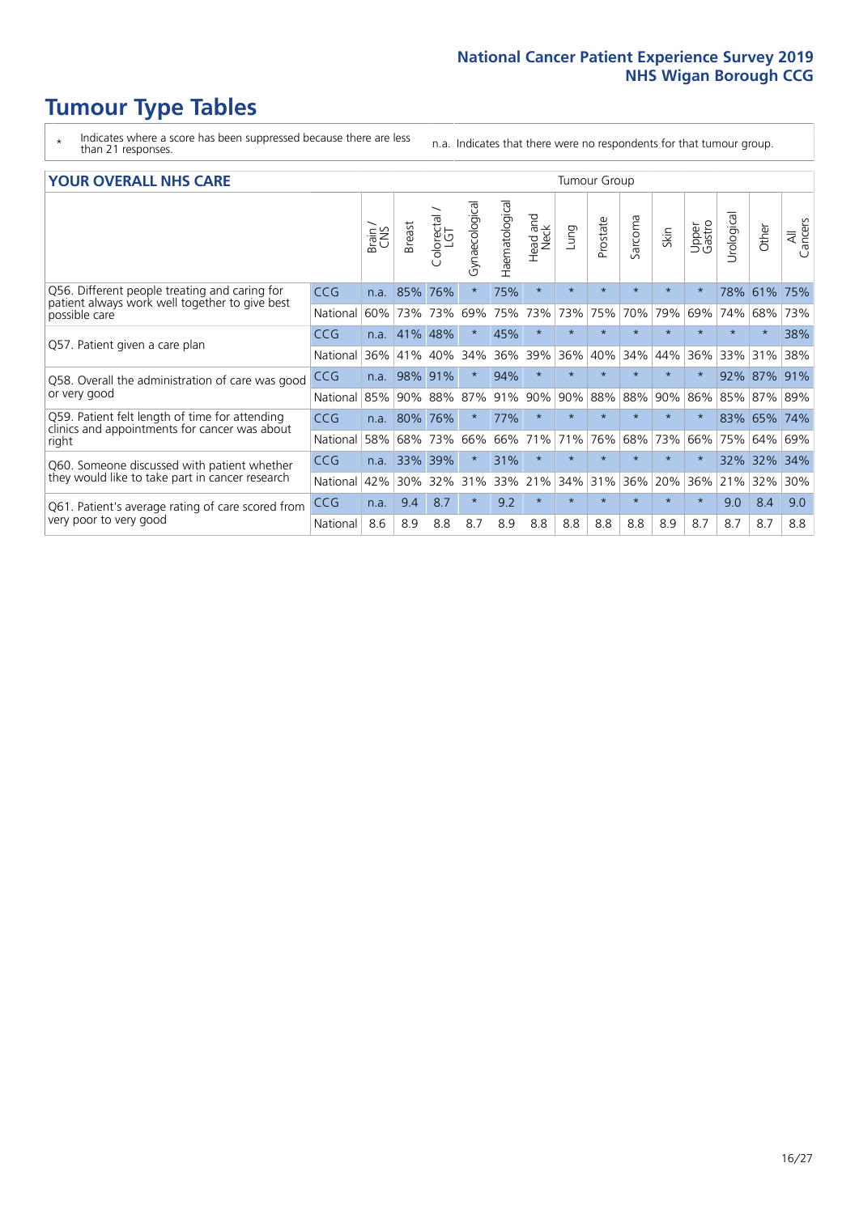# Tumour Type Tables

\* Indicates where a score has been suppressed because there are less than 21 responses.

n.a. Indicates that there were no respondents for that tumour group.

## YOUR OVERALL NHS CARE

| | | Brain / CNS | Breast | Colorectal / LGT | Gynaecological | Haematological | Head and Neck | Lung | Prostate | Sarcoma | Skin | Upper Gastro | Urological | Other | All Cancers |
|---|---|---|---|---|---|---|---|---|---|---|---|---|---|---|---|
| Q56. Different people treating and caring for patient always work well together to give best possible care | CCG | n.a. | 85% | 76% | * | 75% | * | * | * | * | * | * | 78% | 61% | 75% |
| | National | 60% | 73% | 73% | 69% | 75% | 73% | 73% | 75% | 70% | 79% | 69% | 74% | 68% | 73% |
| Q57. Patient given a care plan | CCG | n.a. | 41% | 48% | * | 45% | * | * | * | * | * | * | * | * | 38% |
| | National | 36% | 41% | 40% | 34% | 36% | 39% | 36% | 40% | 34% | 44% | 36% | 33% | 31% | 38% |
| Q58. Overall the administration of care was good or very good | CCG | n.a. | 98% | 91% | * | 94% | * | * | * | * | * | * | 92% | 87% | 91% |
| | National | 85% | 90% | 88% | 87% | 91% | 90% | 90% | 88% | 88% | 90% | 86% | 85% | 87% | 89% |
| Q59. Patient felt length of time for attending clinics and appointments for cancer was about right | CCG | n.a. | 80% | 76% | * | 77% | * | * | * | * | * | * | 83% | 65% | 74% |
| | National | 58% | 68% | 73% | 66% | 66% | 71% | 71% | 76% | 68% | 73% | 66% | 75% | 64% | 69% |
| Q60. Someone discussed with patient whether they would like to take part in cancer research | CCG | n.a. | 33% | 39% | * | 31% | * | * | * | * | * | * | 32% | 32% | 34% |
| | National | 42% | 30% | 32% | 31% | 33% | 21% | 34% | 31% | 36% | 20% | 36% | 21% | 32% | 30% |
| Q61. Patient's average rating of care scored from very poor to very good | CCG | n.a. | 9.4 | 8.7 | * | 9.2 | * | * | * | * | * | * | 9.0 | 8.4 | 9.0 |
| | National | 8.6 | 8.9 | 8.8 | 8.7 | 8.9 | 8.8 | 8.8 | 8.8 | 8.8 | 8.9 | 8.7 | 8.7 | 8.7 | 8.8 |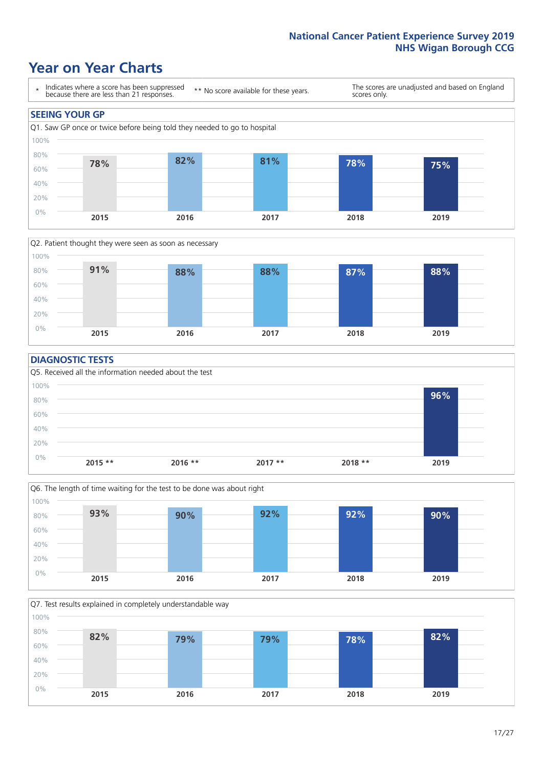# Year on Year Charts

\* Indicates where a score has been suppressed because there are less than 21 responses. ** No score available for these years. The scores are unadjusted and based on England scores only.

## SEEING YOUR GP

Q1. Saw GP once or twice before being told they needed to go to hospital

| 2015 | 2016 | 2017 | 2018 | 2019 |
|---|---|---|---|---|
| 78% | 82% | 81% | 78% | 75% |

Q2. Patient thought they were seen as soon as necessary

| 2015 | 2016 | 2017 | 2018 | 2019 |
|---|---|---|---|---|
| 91% | 88% | 88% | 87% | 88% |

## DIAGNOSTIC TESTS

Q5. Received all the information needed about the test

| 2015 ** | 2016 ** | 2017 ** | 2018 ** | 2019 |
|---|---|---|---|---|
| | | | | 96% |

Q6. The length of time waiting for the test to be done was about right

| 2015 | 2016 | 2017 | 2018 | 2019 |
|---|---|---|---|---|
| 93% | 90% | 92% | 92% | 90% |

Q7. Test results explained in completely understandable way

| 2015 | 2016 | 2017 | 2018 | 2019 |
|---|---|---|---|---|
| 82% | 79% | 79% | 78% | 82% |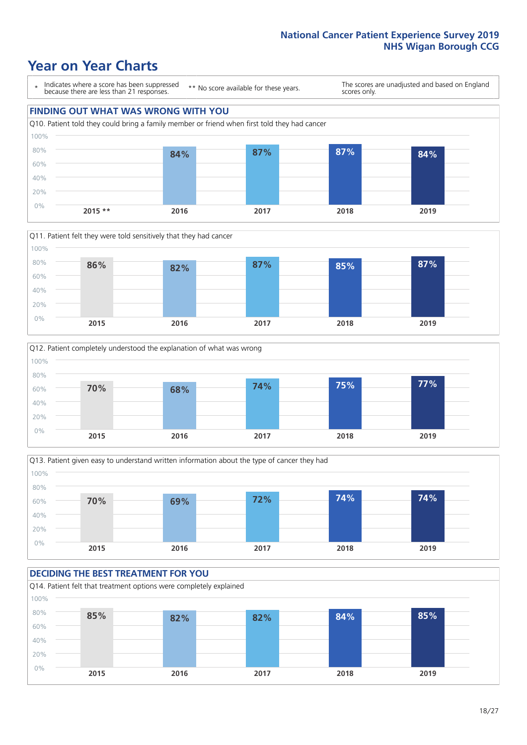# Year on Year Charts

\* Indicates where a score has been suppressed because there are less than 21 responses.

\*\* No score available for these years.

The scores are unadjusted and based on England scores only.

## FINDING OUT WHAT WAS WRONG WITH YOU

Q10. Patient told they could bring a family member or friend when first told they had cancer

| 2015 ** | 2016 | 2017 | 2018 | 2019 |
|---|---|---|---|---|
| | 84% | 87% | 87% | 84% |

Q11. Patient felt they were told sensitively that they had cancer

| 2015 | 2016 | 2017 | 2018 | 2019 |
|---|---|---|---|---|
| 86% | 82% | 87% | 85% | 87% |

Q12. Patient completely understood the explanation of what was wrong

| 2015 | 2016 | 2017 | 2018 | 2019 |
|---|---|---|---|---|
| 70% | 68% | 74% | 75% | 77% |

Q13. Patient given easy to understand written information about the type of cancer they had

| 2015 | 2016 | 2017 | 2018 | 2019 |
|---|---|---|---|---|
| 70% | 69% | 72% | 74% | 74% |

## DECIDING THE BEST TREATMENT FOR YOU

Q14. Patient felt that treatment options were completely explained

| 2015 | 2016 | 2017 | 2018 | 2019 |
|---|---|---|---|---|
| 85% | 82% | 82% | 84% | 85% |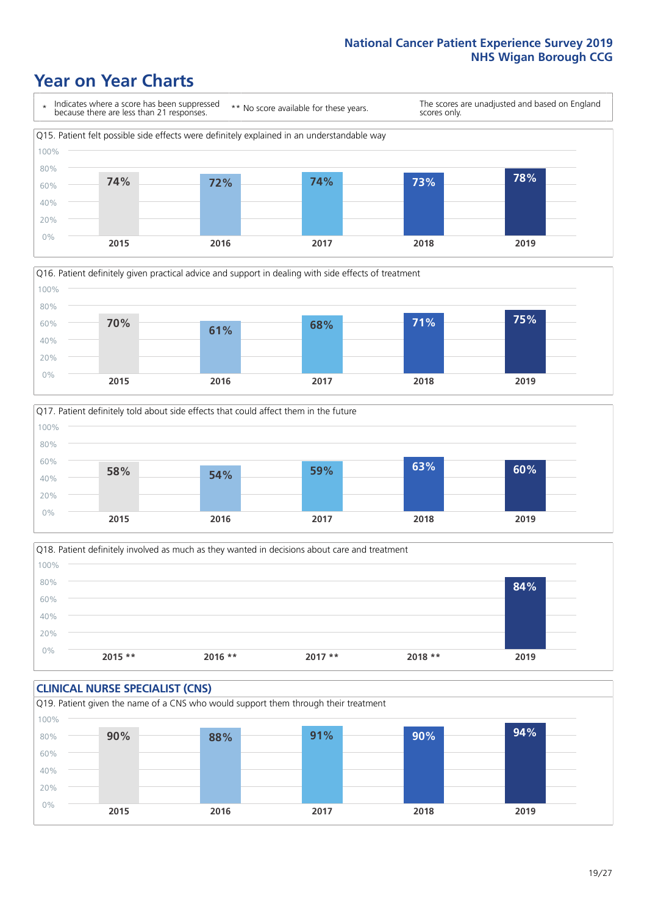# Year on Year Charts

\* Indicates where a score has been suppressed because there are less than 21 responses.

\*\* No score available for these years.

The scores are unadjusted and based on England scores only.

Q15. Patient felt possible side effects were definitely explained in an understandable way

| 2015 | 2016 | 2017 | 2018 | 2019 |
| --- | --- | --- | --- | --- |
| 74% | 72% | 74% | 73% | 78% |

Q16. Patient definitely given practical advice and support in dealing with side effects of treatment

| 2015 | 2016 | 2017 | 2018 | 2019 |
| --- | --- | --- | --- | --- |
| 70% | 61% | 68% | 71% | 75% |

Q17. Patient definitely told about side effects that could affect them in the future

| 2015 | 2016 | 2017 | 2018 | 2019 |
| --- | --- | --- | --- | --- |
| 58% | 54% | 59% | 63% | 60% |

Q18. Patient definitely involved as much as they wanted in decisions about care and treatment

| 2015 ** | 2016 ** | 2017 ** | 2018 ** | 2019 |
| --- | --- | --- | --- | --- |
| | | | | 84% |

## CLINICAL NURSE SPECIALIST (CNS)

Q19. Patient given the name of a CNS who would support them through their treatment

| 2015 | 2016 | 2017 | 2018 | 2019 |
| --- | --- | --- | --- | --- |
| 90% | 88% | 91% | 90% | 94% |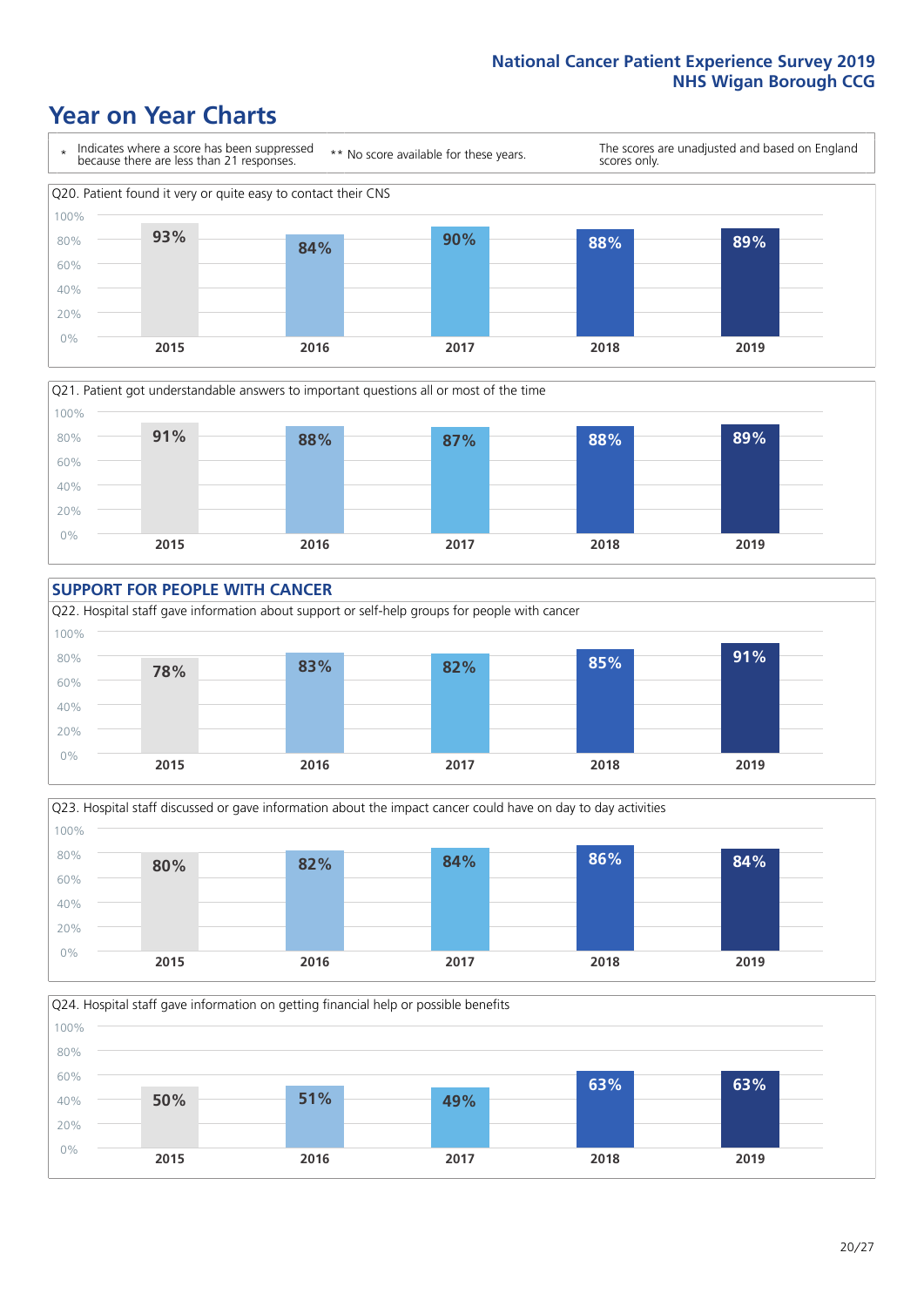# Year on Year Charts

\* Indicates where a score has been suppressed because there are less than 21 responses.

\*\* No score available for these years.

The scores are unadjusted and based on England scores only.

Q20. Patient found it very or quite easy to contact their CNS

| 2015 | 2016 | 2017 | 2018 | 2019 |
|---|---|---|---|---|
| 93% | 84% | 90% | 88% | 89% |

Q21. Patient got understandable answers to important questions all or most of the time

| 2015 | 2016 | 2017 | 2018 | 2019 |
|---|---|---|---|---|
| 91% | 88% | 87% | 88% | 89% |

## SUPPORT FOR PEOPLE WITH CANCER

Q22. Hospital staff gave information about support or self-help groups for people with cancer

| 2015 | 2016 | 2017 | 2018 | 2019 |
|---|---|---|---|---|
| 78% | 83% | 82% | 85% | 91% |

Q23. Hospital staff discussed or gave information about the impact cancer could have on day to day activities

| 2015 | 2016 | 2017 | 2018 | 2019 |
|---|---|---|---|---|
| 80% | 82% | 84% | 86% | 84% |

Q24. Hospital staff gave information on getting financial help or possible benefits

| 2015 | 2016 | 2017 | 2018 | 2019 |
|---|---|---|---|---|
| 50% | 51% | 49% | 63% | 63% |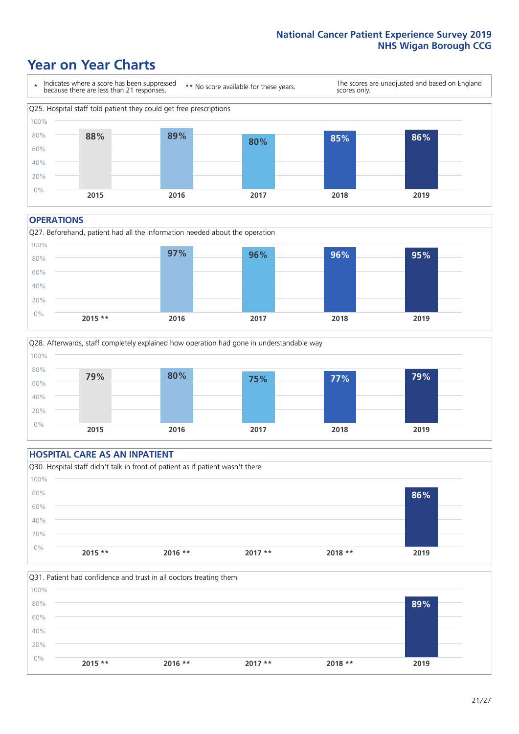# Year on Year Charts

\* Indicates where a score has been suppressed because there are less than 21 responses.

** No score available for these years.

The scores are unadjusted and based on England scores only.

Q25. Hospital staff told patient they could get free prescriptions

| 2015 | 2016 | 2017 | 2018 | 2019 |
|---|---|---|---|---|
| 88% | 89% | 80% | 85% | 86% |

## OPERATIONS

Q27. Beforehand, patient had all the information needed about the operation

| 2015 ** | 2016 | 2017 | 2018 | 2019 |
|---|---|---|---|---|
| | 97% | 96% | 96% | 95% |

Q28. Afterwards, staff completely explained how operation had gone in understandable way

| 2015 | 2016 | 2017 | 2018 | 2019 |
|---|---|---|---|---|
| 79% | 80% | 75% | 77% | 79% |

## HOSPITAL CARE AS AN INPATIENT

Q30. Hospital staff didn't talk in front of patient as if patient wasn't there

| 2015 ** | 2016 ** | 2017 ** | 2018 ** | 2019 |
|---|---|---|---|---|
| | | | | 86% |

Q31. Patient had confidence and trust in all doctors treating them

| 2015 ** | 2016 ** | 2017 ** | 2018 ** | 2019 |
|---|---|---|---|---|
| | | | | 89% |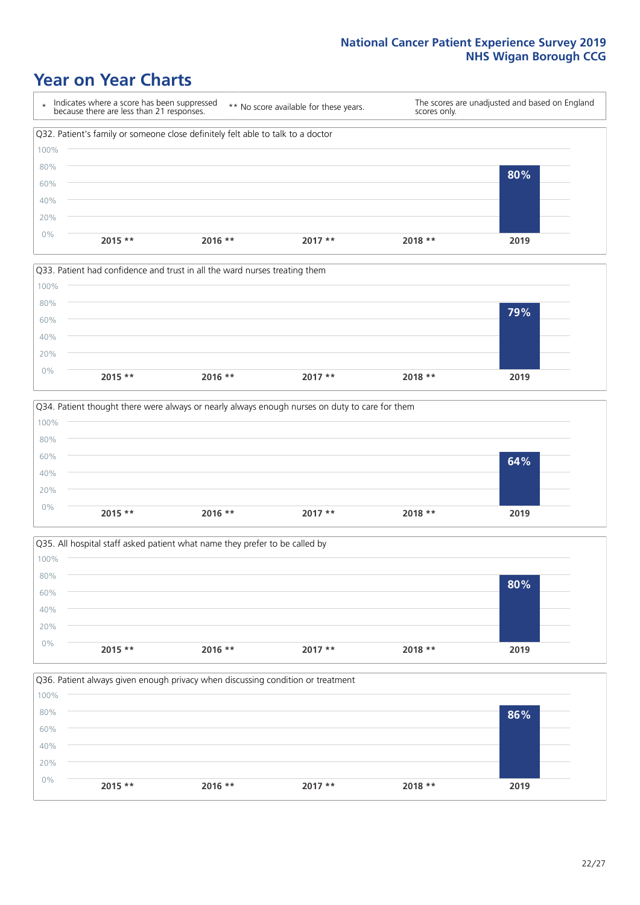# Year on Year Charts

| * Indicates where a score has been suppressed because there are less than 21 responses. | ** No score available for these years. | The scores are unadjusted and based on England scores only. |
|---|---|---|

Q32. Patient's family or someone close definitely felt able to talk to a doctor

| 2015 ** | 2016 ** | 2017 ** | 2018 ** | 2019 |
|---|---|---|---|---|
| | | | | 80% |

Q33. Patient had confidence and trust in all the ward nurses treating them

| 2015 ** | 2016 ** | 2017 ** | 2018 ** | 2019 |
|---|---|---|---|---|
| | | | | 79% |

Q34. Patient thought there were always or nearly always enough nurses on duty to care for them

| 2015 ** | 2016 ** | 2017 ** | 2018 ** | 2019 |
|---|---|---|---|---|
| | | | | 64% |

Q35. All hospital staff asked patient what name they prefer to be called by

| 2015 ** | 2016 ** | 2017 ** | 2018 ** | 2019 |
|---|---|---|---|---|
| | | | | 80% |

Q36. Patient always given enough privacy when discussing condition or treatment

| 2015 ** | 2016 ** | 2017 ** | 2018 ** | 2019 |
|---|---|---|---|---|
| | | | | 86% |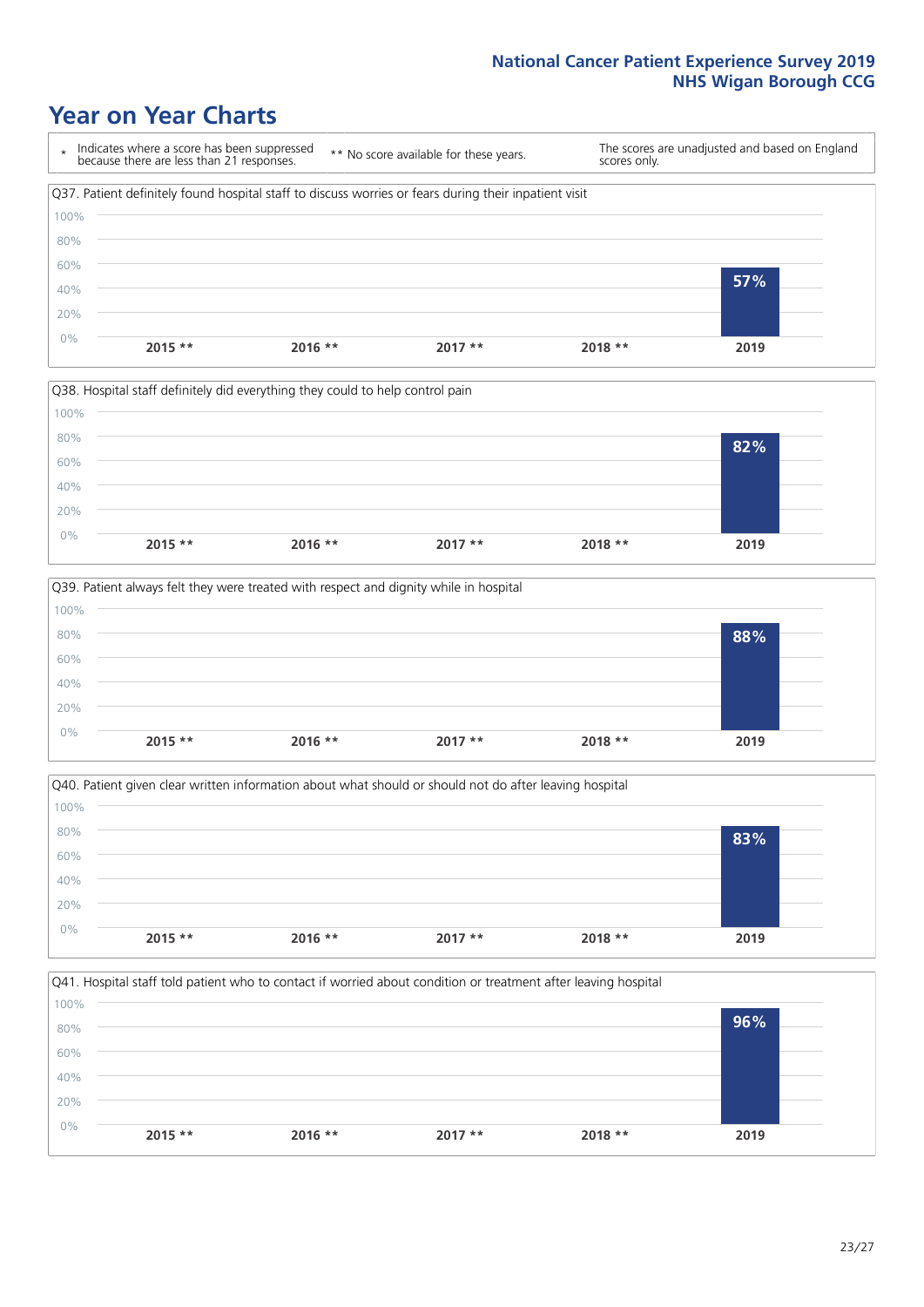National Cancer Patient Experience Survey 2019
NHS Wigan Borough CCG

# Year on Year Charts

\* Indicates where a score has been suppressed because there are less than 21 responses.

\*\* No score available for these years.

The scores are unadjusted and based on England scores only.

Q37. Patient definitely found hospital staff to discuss worries or fears during their inpatient visit

| 2015 ** | 2016 ** | 2017 ** | 2018 ** | 2019 |
|---|---|---|---|---|
| | | | | 57% |

Q38. Hospital staff definitely did everything they could to help control pain

| 2015 ** | 2016 ** | 2017 ** | 2018 ** | 2019 |
|---|---|---|---|---|
| | | | | 82% |

Q39. Patient always felt they were treated with respect and dignity while in hospital

| 2015 ** | 2016 ** | 2017 ** | 2018 ** | 2019 |
|---|---|---|---|---|
| | | | | 88% |

Q40. Patient given clear written information about what should or should not do after leaving hospital

| 2015 ** | 2016 ** | 2017 ** | 2018 ** | 2019 |
|---|---|---|---|---|
| | | | | 83% |

Q41. Hospital staff told patient who to contact if worried about condition or treatment after leaving hospital

| 2015 ** | 2016 ** | 2017 ** | 2018 ** | 2019 |
|---|---|---|---|---|
| | | | | 96% |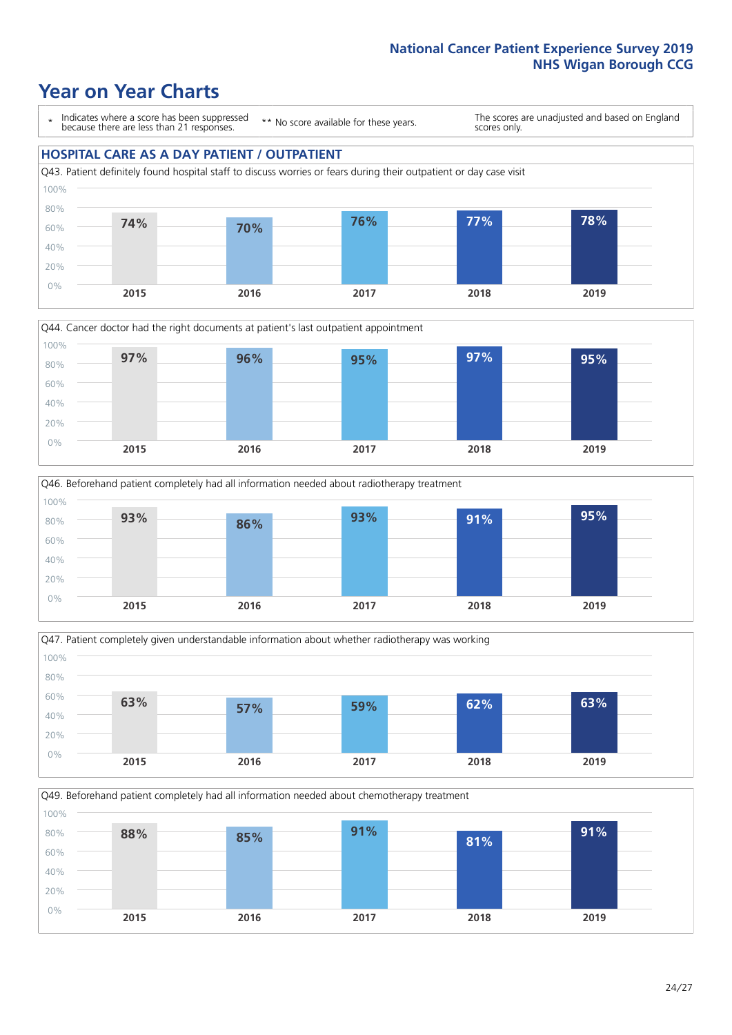# Year on Year Charts

\* Indicates where a score has been suppressed because there are less than 21 responses.

\*\* No score available for these years.

The scores are unadjusted and based on England scores only.

## HOSPITAL CARE AS A DAY PATIENT / OUTPATIENT

Q43. Patient definitely found hospital staff to discuss worries or fears during their outpatient or day case visit

| 2015 | 2016 | 2017 | 2018 | 2019 |
|---|---|---|---|---|
| 74% | 70% | 76% | 77% | 78% |

Q44. Cancer doctor had the right documents at patient's last outpatient appointment

| 2015 | 2016 | 2017 | 2018 | 2019 |
|---|---|---|---|---|
| 97% | 96% | 95% | 97% | 95% |

Q46. Beforehand patient completely had all information needed about radiotherapy treatment

| 2015 | 2016 | 2017 | 2018 | 2019 |
|---|---|---|---|---|
| 93% | 86% | 93% | 91% | 95% |

Q47. Patient completely given understandable information about whether radiotherapy was working

| 2015 | 2016 | 2017 | 2018 | 2019 |
|---|---|---|---|---|
| 63% | 57% | 59% | 62% | 63% |

Q49. Beforehand patient completely had all information needed about chemotherapy treatment

| 2015 | 2016 | 2017 | 2018 | 2019 |
|---|---|---|---|---|
| 88% | 85% | 91% | 81% | 91% |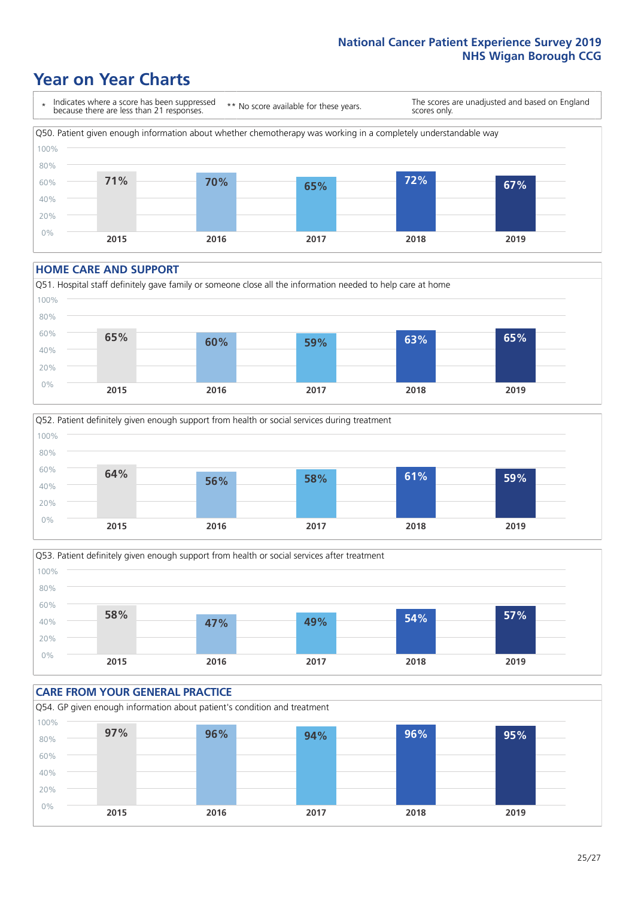# Year on Year Charts

\* Indicates where a score has been suppressed because there are less than 21 responses.

** No score available for these years.

The scores are unadjusted and based on England scores only.

Q50. Patient given enough information about whether chemotherapy was working in a completely understandable way

| 2015 | 2016 | 2017 | 2018 | 2019 |
|---|---|---|---|---|
| 71% | 70% | 65% | 72% | 67% |

## HOME CARE AND SUPPORT

Q51. Hospital staff definitely gave family or someone close all the information needed to help care at home

| 2015 | 2016 | 2017 | 2018 | 2019 |
|---|---|---|---|---|
| 65% | 60% | 59% | 63% | 65% |

Q52. Patient definitely given enough support from health or social services during treatment

| 2015 | 2016 | 2017 | 2018 | 2019 |
|---|---|---|---|---|
| 64% | 56% | 58% | 61% | 59% |

Q53. Patient definitely given enough support from health or social services after treatment

| 2015 | 2016 | 2017 | 2018 | 2019 |
|---|---|---|---|---|
| 58% | 47% | 49% | 54% | 57% |

## CARE FROM YOUR GENERAL PRACTICE

Q54. GP given enough information about patient's condition and treatment

| 2015 | 2016 | 2017 | 2018 | 2019 |
|---|---|---|---|---|
| 97% | 96% | 94% | 96% | 95% |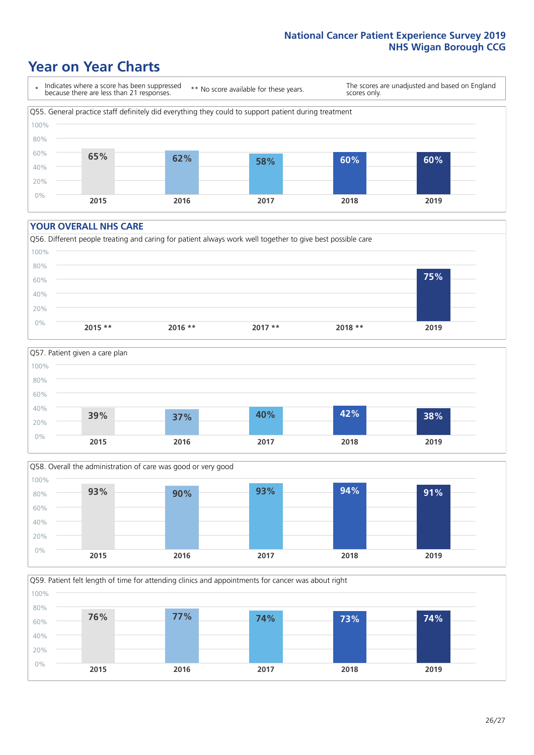# Year on Year Charts

\* Indicates where a score has been suppressed because there are less than 21 responses.

** No score available for these years.

The scores are unadjusted and based on England scores only.

Q55. General practice staff definitely did everything they could to support patient during treatment

| 2015 | 2016 | 2017 | 2018 | 2019 |
|---|---|---|---|---|
| 65% | 62% | 58% | 60% | 60% |

## YOUR OVERALL NHS CARE

Q56. Different people treating and caring for patient always work well together to give best possible care

| 2015 ** | 2016 ** | 2017 ** | 2018 ** | 2019 |
|---|---|---|---|---|
| | | | | 75% |

Q57. Patient given a care plan

| 2015 | 2016 | 2017 | 2018 | 2019 |
|---|---|---|---|---|
| 39% | 37% | 40% | 42% | 38% |

Q58. Overall the administration of care was good or very good

| 2015 | 2016 | 2017 | 2018 | 2019 |
|---|---|---|---|---|
| 93% | 90% | 93% | 94% | 91% |

Q59. Patient felt length of time for attending clinics and appointments for cancer was about right

| 2015 | 2016 | 2017 | 2018 | 2019 |
|---|---|---|---|---|
| 76% | 77% | 74% | 73% | 74% |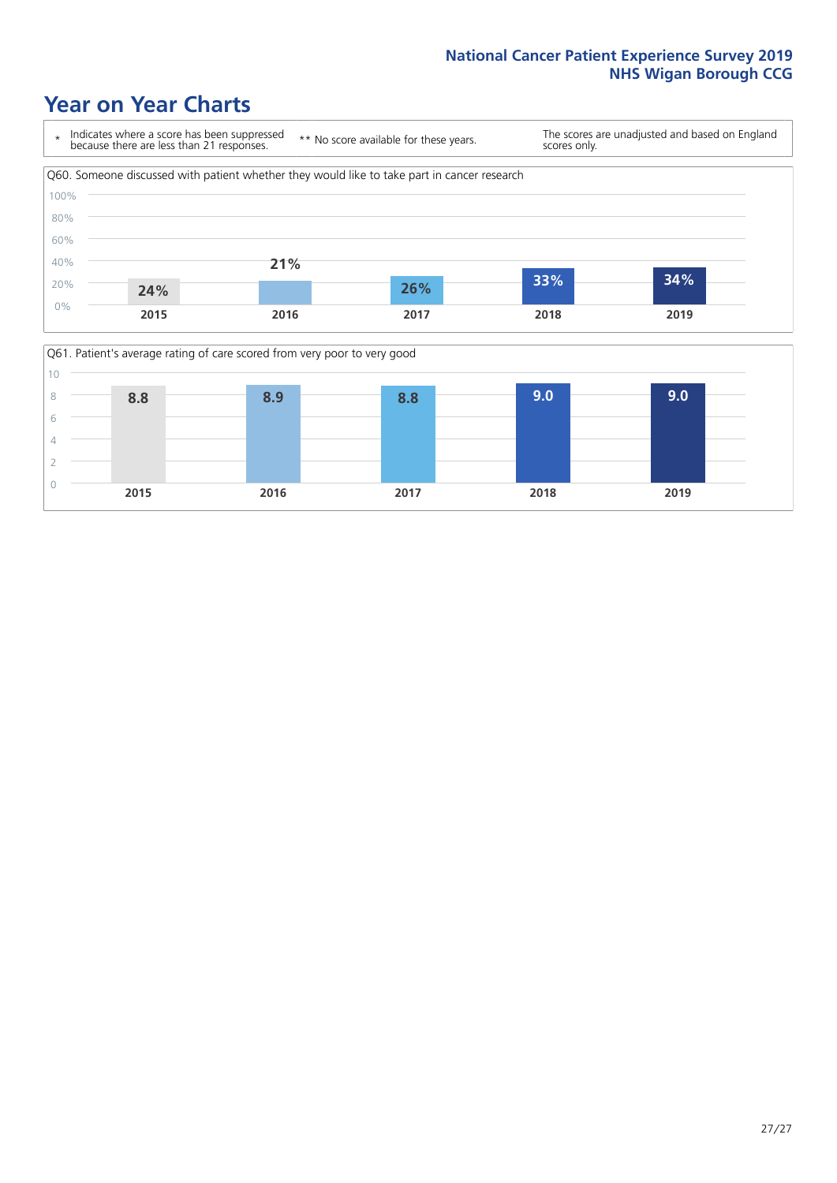# Year on Year Charts

\* Indicates where a score has been suppressed because there are less than 21 responses.

\*\* No score available for these years.

The scores are unadjusted and based on England scores only.

Q60. Someone discussed with patient whether they would like to take part in cancer research

100%
80%
60%
40%
20%
0%

24%
21%
26%
33%
34%

2015
2016
2017
2018
2019

Q61. Patient's average rating of care scored from very poor to very good

10
8
6
4
2
0

8.8
8.9
8.8
9.0
9.0

2015
2016
2017
2018
2019